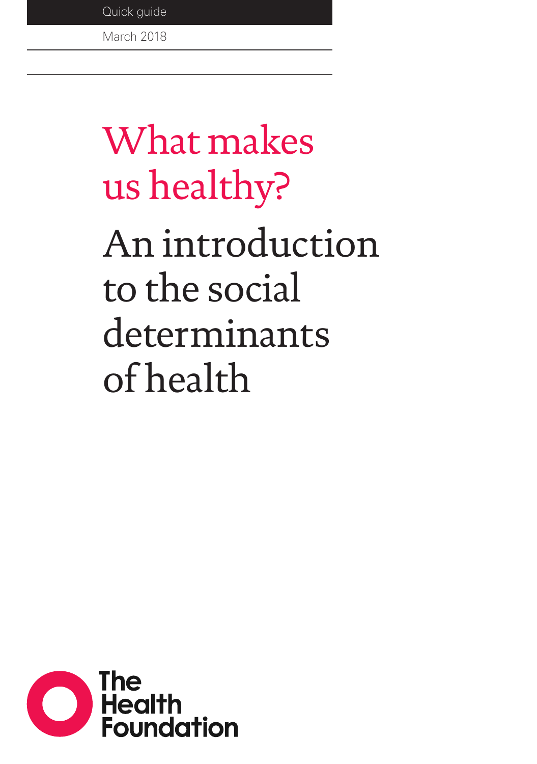Quick guide

March 2018

# What makes us healthy?

## An introduction to the social determinants of health

The Health Foundation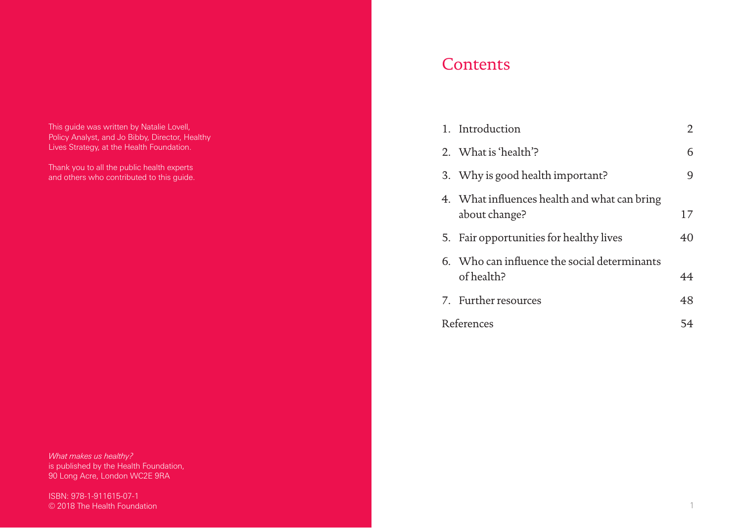This guide was written by Natalie Lovell, Policy Analyst, and Jo Bibby, Director, Healthy Lives Strategy, at the Health Foundation.

Thank you to all the public health experts and others who contributed to this guide.

*What makes us healthy?* is published by the Health Foundation, 90 Long Acre, London WC2E 9RA

ISBN: 978-1-911615-07-1
© 2018 The Health Foundation

# Contents

| | |
|---|---|
| 1. Introduction | 2 |
| 2. What is 'health'? | 6 |
| 3. Why is good health important? | 9 |
| 4. What influences health and what can bring about change? | 17 |
| 5. Fair opportunities for healthy lives | 40 |
| 6. Who can influence the social determinants of health? | 44 |
| 7. Further resources | 48 |
| References | 54 |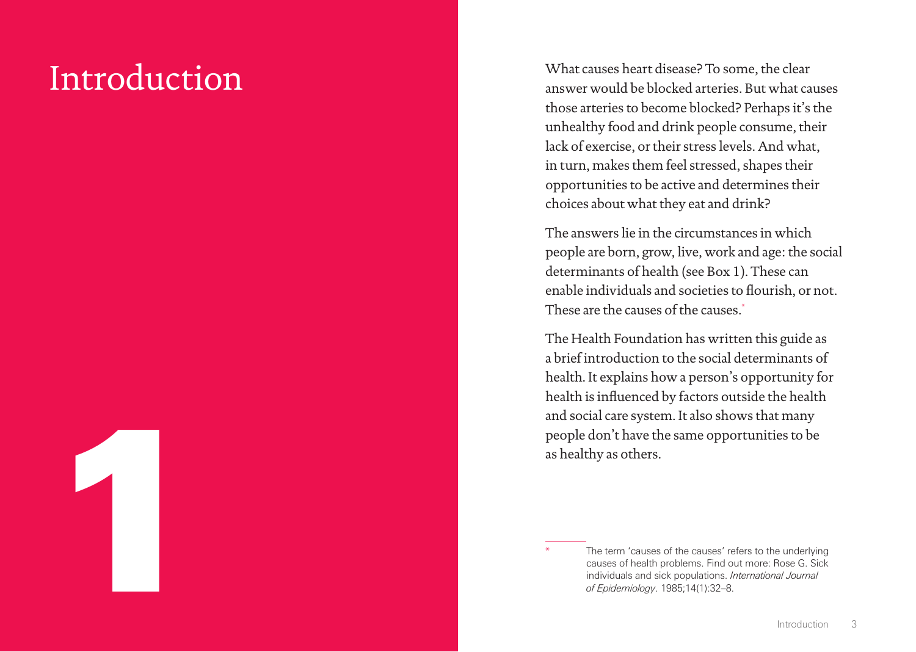# 1 Introduction

What causes heart disease? To some, the clear answer would be blocked arteries. But what causes those arteries to become blocked? Perhaps it's the unhealthy food and drink people consume, their lack of exercise, or their stress levels. And what, in turn, makes them feel stressed, shapes their opportunities to be active and determines their choices about what they eat and drink?

The answers lie in the circumstances in which people are born, grow, live, work and age: the social determinants of health (see Box 1). These can enable individuals and societies to flourish, or not. These are the causes of the causes.*

The Health Foundation has written this guide as a brief introduction to the social determinants of health. It explains how a person's opportunity for health is influenced by factors outside the health and social care system. It also shows that many people don't have the same opportunities to be as healthy as others.

---

\* The term 'causes of the causes' refers to the underlying causes of health problems. Find out more: Rose G. Sick individuals and sick populations. *International Journal of Epidemiology*. 1985;14(1):32–8.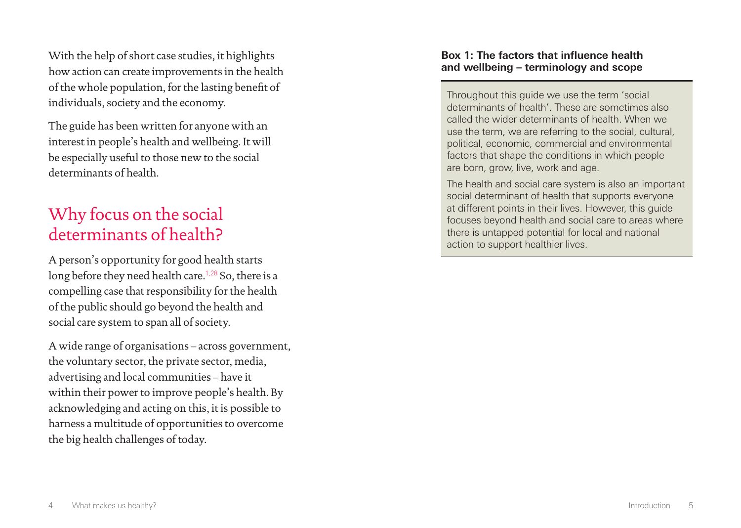With the help of short case studies, it highlights how action can create improvements in the health of the whole population, for the lasting benefit of individuals, society and the economy.

The guide has been written for anyone with an interest in people's health and wellbeing. It will be especially useful to those new to the social determinants of health.

## Why focus on the social determinants of health?

A person's opportunity for good health starts long before they need health care.[1,28] So, there is a compelling case that responsibility for the health of the public should go beyond the health and social care system to span all of society.

A wide range of organisations – across government, the voluntary sector, the private sector, media, advertising and local communities – have it within their power to improve people's health. By acknowledging and acting on this, it is possible to harness a multitude of opportunities to overcome the big health challenges of today.

**Box 1: The factors that influence health and wellbeing – terminology and scope**

Throughout this guide we use the term 'social determinants of health'. These are sometimes also called the wider determinants of health. When we use the term, we are referring to the social, cultural, political, economic, commercial and environmental factors that shape the conditions in which people are born, grow, live, work and age.

The health and social care system is also an important social determinant of health that supports everyone at different points in their lives. However, this guide focuses beyond health and social care to areas where there is untapped potential for local and national action to support healthier lives.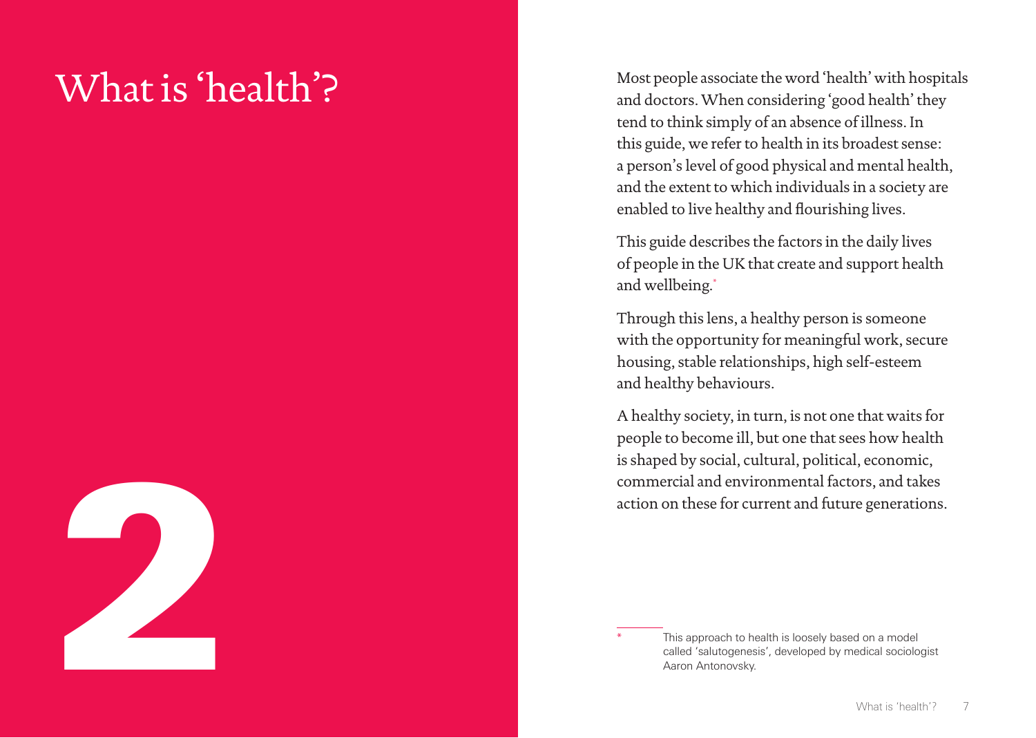# What is 'health'?

2

Most people associate the word 'health' with hospitals and doctors. When considering 'good health' they tend to think simply of an absence of illness. In this guide, we refer to health in its broadest sense: a person's level of good physical and mental health, and the extent to which individuals in a society are enabled to live healthy and flourishing lives.

This guide describes the factors in the daily lives of people in the UK that create and support health and wellbeing.*

Through this lens, a healthy person is someone with the opportunity for meaningful work, secure housing, stable relationships, high self-esteem and healthy behaviours.

A healthy society, in turn, is not one that waits for people to become ill, but one that sees how health is shaped by social, cultural, political, economic, commercial and environmental factors, and takes action on these for current and future generations.

---

* This approach to health is loosely based on a model called 'salutogenesis', developed by medical sociologist Aaron Antonovsky.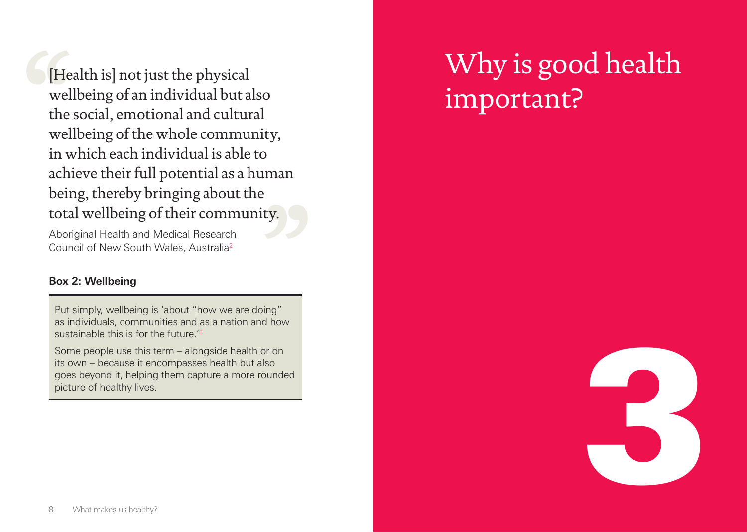> [Health is] not just the physical wellbeing of an individual but also the social, emotional and cultural wellbeing of the whole community, in which each individual is able to achieve their full potential as a human being, thereby bringing about the total wellbeing of their community.

Aboriginal Health and Medical Research Council of New South Wales, Australia[2]

**Box 2: Wellbeing**

Put simply, wellbeing is 'about "how we are doing" as individuals, communities and as a nation and how sustainable this is for the future.'[3]

Some people use this term – alongside health or on its own – because it encompasses health but also goes beyond it, helping them capture a more rounded picture of healthy lives.

# 3 Why is good health important?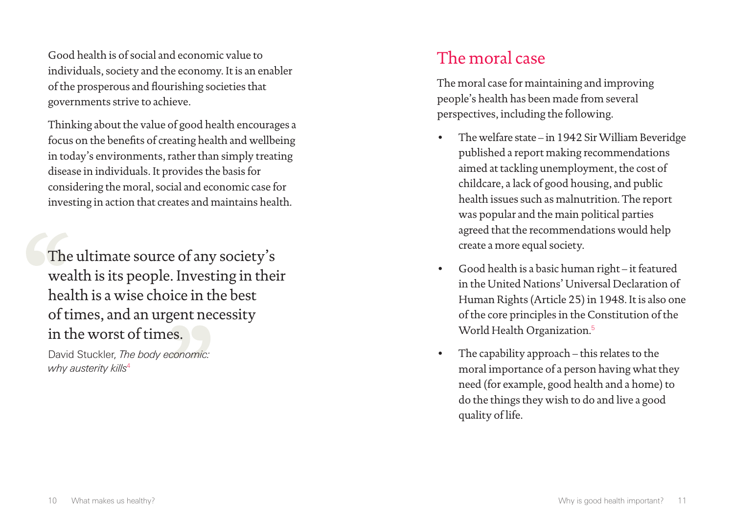Good health is of social and economic value to individuals, society and the economy. It is an enabler of the prosperous and flourishing societies that governments strive to achieve.

Thinking about the value of good health encourages a focus on the benefits of creating health and wellbeing in today's environments, rather than simply treating disease in individuals. It provides the basis for considering the moral, social and economic case for investing in action that creates and maintains health.

> The ultimate source of any society's wealth is its people. Investing in their health is a wise choice in the best of times, and an urgent necessity in the worst of times.
>
> David Stuckler, *The body economic: why austerity kills*[4]

## The moral case

The moral case for maintaining and improving people's health has been made from several perspectives, including the following.

- The welfare state – in 1942 Sir William Beveridge published a report making recommendations aimed at tackling unemployment, the cost of childcare, a lack of good housing, and public health issues such as malnutrition. The report was popular and the main political parties agreed that the recommendations would help create a more equal society.
- Good health is a basic human right – it featured in the United Nations' Universal Declaration of Human Rights (Article 25) in 1948. It is also one of the core principles in the Constitution of the World Health Organization.[5]
- The capability approach – this relates to the moral importance of a person having what they need (for example, good health and a home) to do the things they wish to do and live a good quality of life.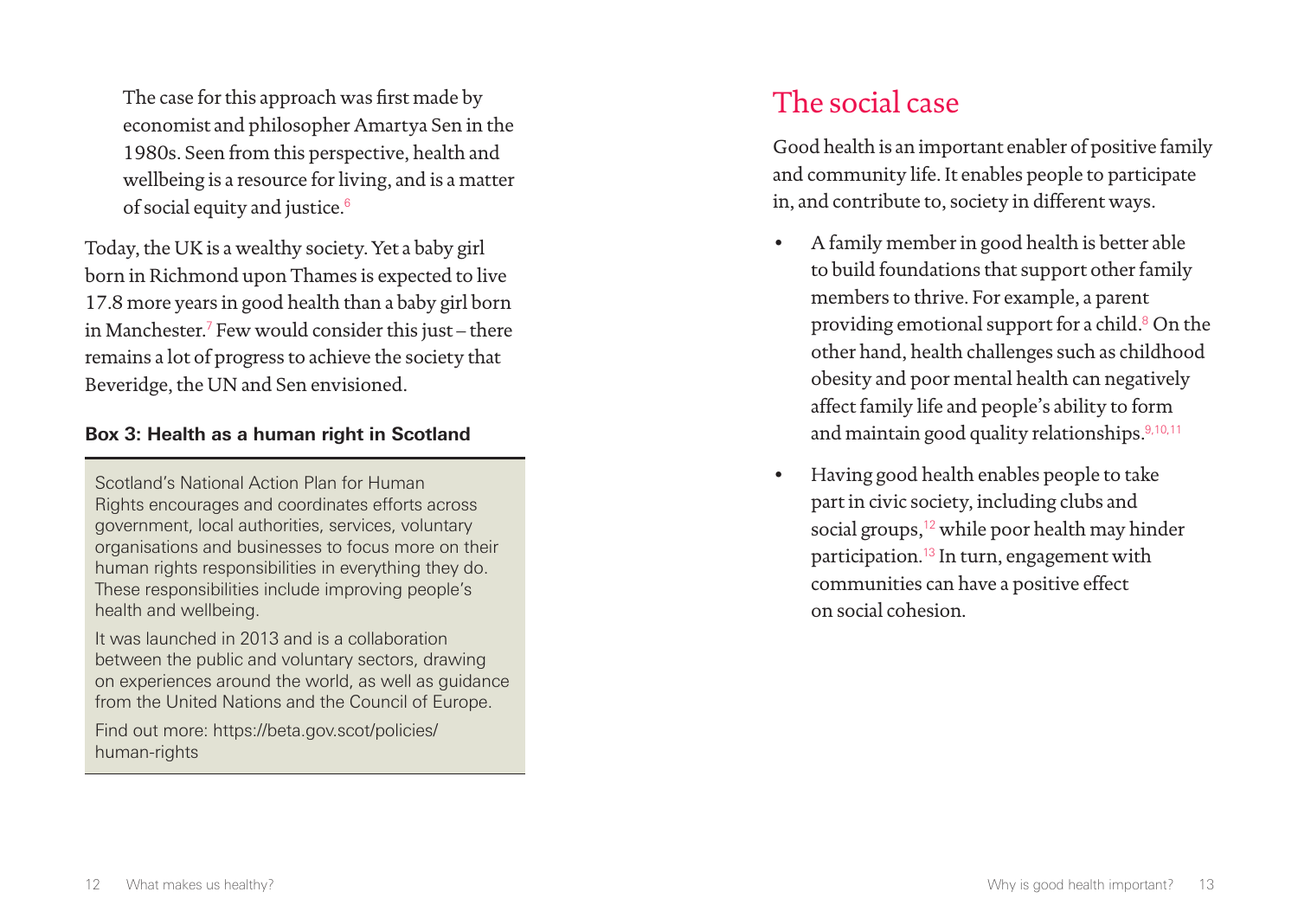The case for this approach was first made by economist and philosopher Amartya Sen in the 1980s. Seen from this perspective, health and wellbeing is a resource for living, and is a matter of social equity and justice.[6]

Today, the UK is a wealthy society. Yet a baby girl born in Richmond upon Thames is expected to live 17.8 more years in good health than a baby girl born in Manchester.[7] Few would consider this just – there remains a lot of progress to achieve the society that Beveridge, the UN and Sen envisioned.

**Box 3: Health as a human right in Scotland**

Scotland's National Action Plan for Human Rights encourages and coordinates efforts across government, local authorities, services, voluntary organisations and businesses to focus more on their human rights responsibilities in everything they do. These responsibilities include improving people's health and wellbeing.

It was launched in 2013 and is a collaboration between the public and voluntary sectors, drawing on experiences around the world, as well as guidance from the United Nations and the Council of Europe.

Find out more: https://beta.gov.scot/policies/human-rights

## The social case

Good health is an important enabler of positive family and community life. It enables people to participate in, and contribute to, society in different ways.

- A family member in good health is better able to build foundations that support other family members to thrive. For example, a parent providing emotional support for a child.[8] On the other hand, health challenges such as childhood obesity and poor mental health can negatively affect family life and people's ability to form and maintain good quality relationships.[9,10,11]
- Having good health enables people to take part in civic society, including clubs and social groups,[12] while poor health may hinder participation.[13] In turn, engagement with communities can have a positive effect on social cohesion.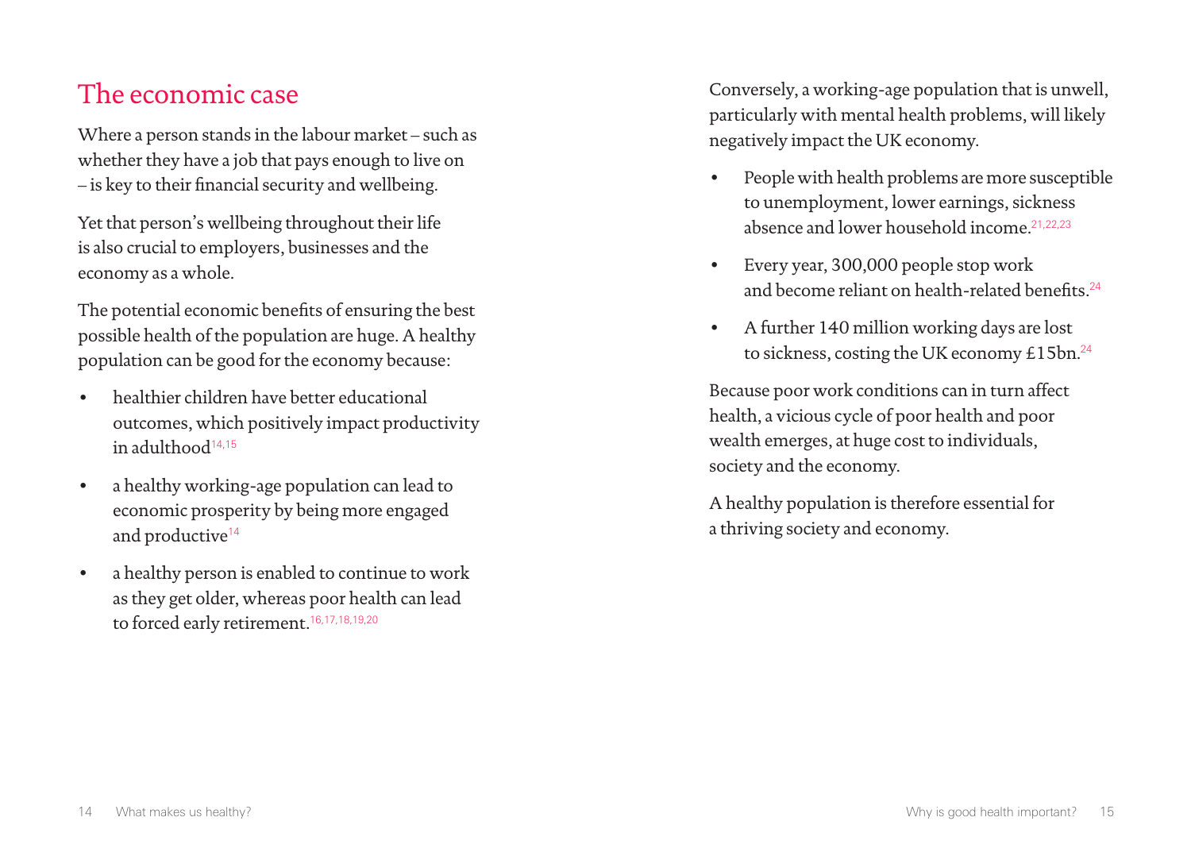## The economic case

Where a person stands in the labour market – such as whether they have a job that pays enough to live on – is key to their financial security and wellbeing.

Yet that person's wellbeing throughout their life is also crucial to employers, businesses and the economy as a whole.

The potential economic benefits of ensuring the best possible health of the population are huge. A healthy population can be good for the economy because:

- healthier children have better educational outcomes, which positively impact productivity in adulthood[14,15]
- a healthy working-age population can lead to economic prosperity by being more engaged and productive[14]
- a healthy person is enabled to continue to work as they get older, whereas poor health can lead to forced early retirement.[16,17,18,19,20]

Conversely, a working-age population that is unwell, particularly with mental health problems, will likely negatively impact the UK economy.

- People with health problems are more susceptible to unemployment, lower earnings, sickness absence and lower household income.[21,22,23]
- Every year, 300,000 people stop work and become reliant on health-related benefits.[24]
- A further 140 million working days are lost to sickness, costing the UK economy £15bn.[24]

Because poor work conditions can in turn affect health, a vicious cycle of poor health and poor wealth emerges, at huge cost to individuals, society and the economy.

A healthy population is therefore essential for a thriving society and economy.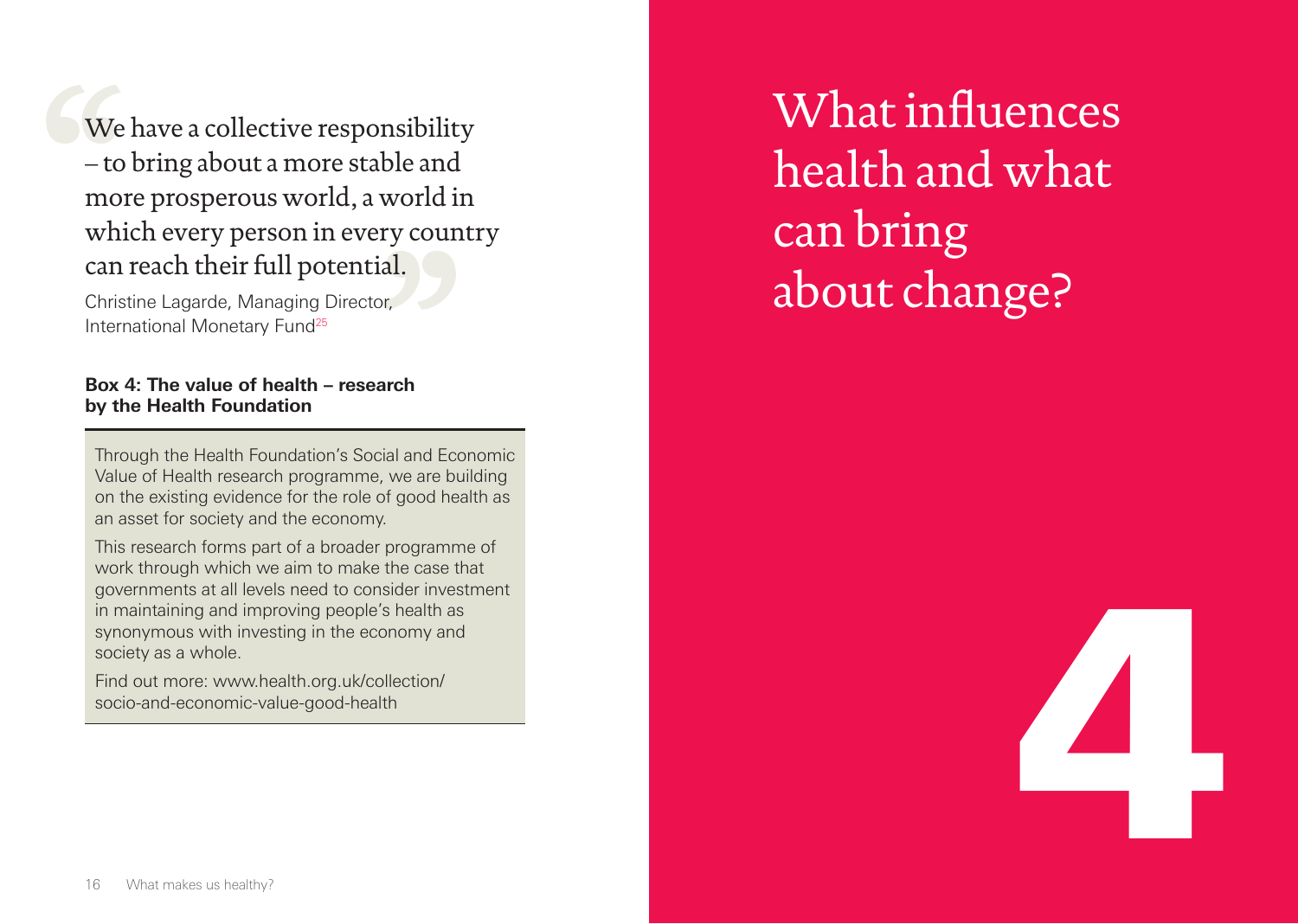> We have a collective responsibility – to bring about a more stable and more prosperous world, a world in which every person in every country can reach their full potential.
>
> Christine Lagarde, Managing Director, International Monetary Fund[25]

**Box 4: The value of health – research by the Health Foundation**

Through the Health Foundation's Social and Economic Value of Health research programme, we are building on the existing evidence for the role of good health as an asset for society and the economy.

This research forms part of a broader programme of work through which we aim to make the case that governments at all levels need to consider investment in maintaining and improving people's health as synonymous with investing in the economy and society as a whole.

Find out more: www.health.org.uk/collection/socio-and-economic-value-good-health

# What influences health and what can bring about change?

# 4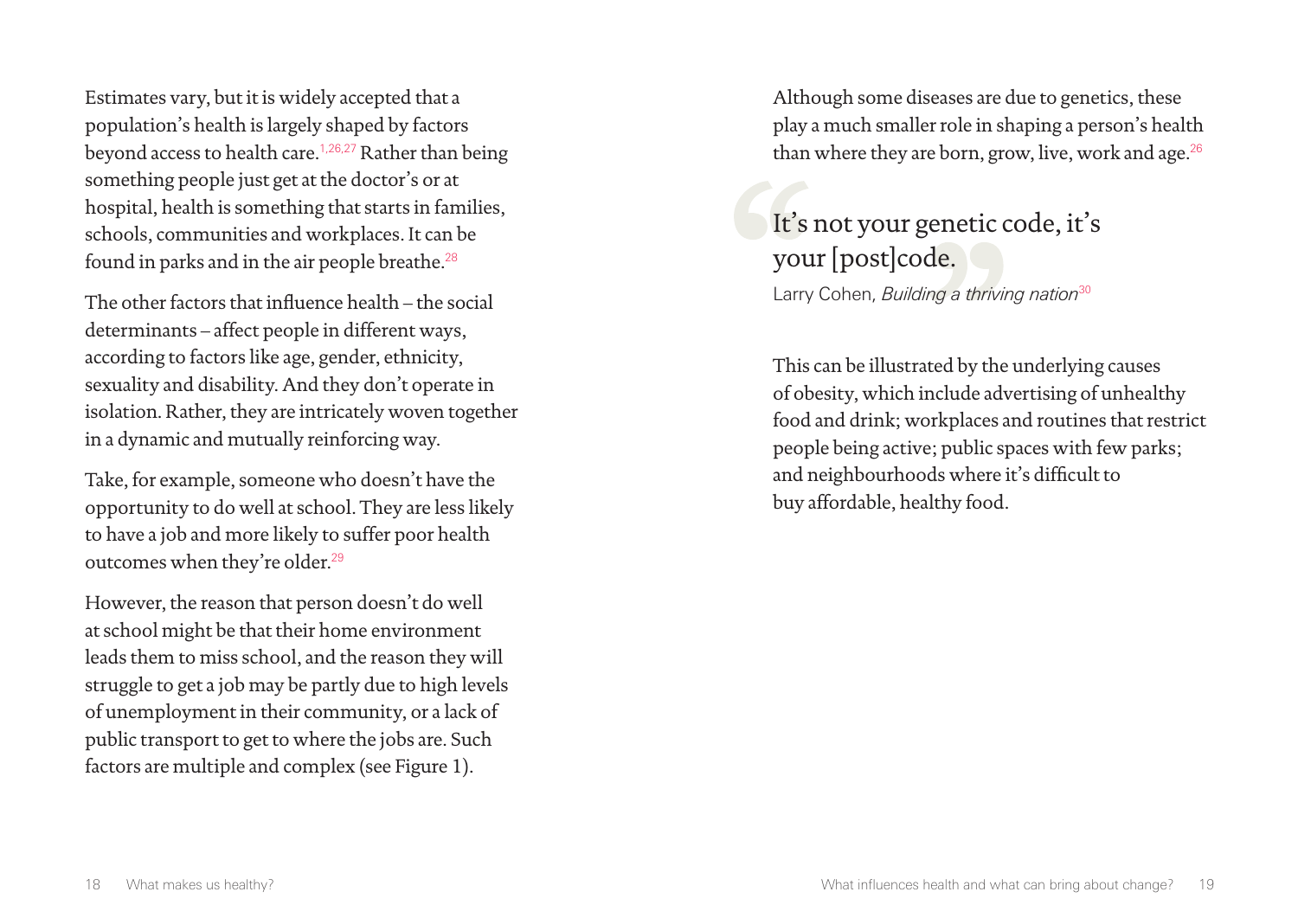Estimates vary, but it is widely accepted that a population's health is largely shaped by factors beyond access to health care.[1,26,27] Rather than being something people just get at the doctor's or at hospital, health is something that starts in families, schools, communities and workplaces. It can be found in parks and in the air people breathe.[28]

The other factors that influence health – the social determinants – affect people in different ways, according to factors like age, gender, ethnicity, sexuality and disability. And they don't operate in isolation. Rather, they are intricately woven together in a dynamic and mutually reinforcing way.

Take, for example, someone who doesn't have the opportunity to do well at school. They are less likely to have a job and more likely to suffer poor health outcomes when they're older.[29]

However, the reason that person doesn't do well at school might be that their home environment leads them to miss school, and the reason they will struggle to get a job may be partly due to high levels of unemployment in their community, or a lack of public transport to get to where the jobs are. Such factors are multiple and complex (see Figure 1).

Although some diseases are due to genetics, these play a much smaller role in shaping a person's health than where they are born, grow, live, work and age.[26]

> It's not your genetic code, it's your [post]code.
>
> Larry Cohen, *Building a thriving nation*[30]

This can be illustrated by the underlying causes of obesity, which include advertising of unhealthy food and drink; workplaces and routines that restrict people being active; public spaces with few parks; and neighbourhoods where it's difficult to buy affordable, healthy food.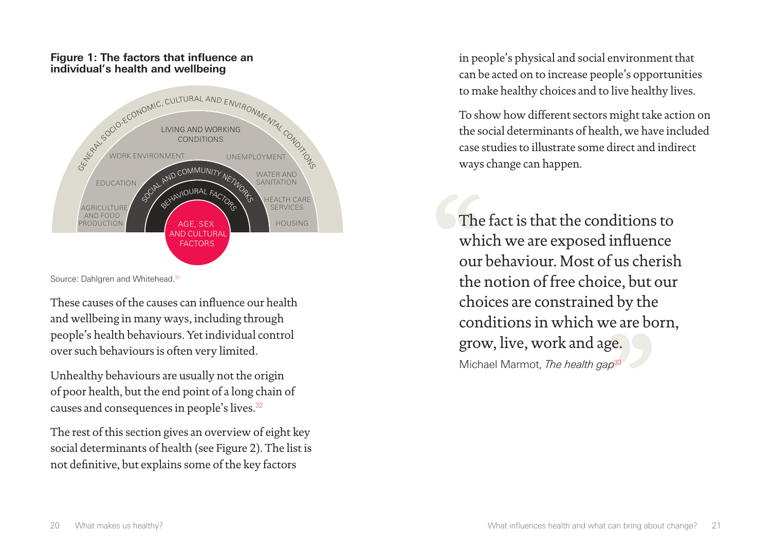**Figure 1: The factors that influence an individual's health and wellbeing**

GENERAL SOCIO-ECONOMIC, CULTURAL AND ENVIRONMENTAL CONDITIONS

LIVING AND WORKING CONDITIONS

WORK ENVIRONMENT

UNEMPLOYMENT

EDUCATION

WATER AND SANITATION

AGRICULTURE AND FOOD PRODUCTION

HEALTH CARE SERVICES

HOUSING

SOCIAL AND COMMUNITY NETWORKS

BEHAVIOURAL FACTORS

AGE, SEX AND CULTURAL FACTORS

Source: Dahlgren and Whitehead.[31]

These causes of the causes can influence our health and wellbeing in many ways, including through people's health behaviours. Yet individual control over such behaviours is often very limited.

Unhealthy behaviours are usually not the origin of poor health, but the end point of a long chain of causes and consequences in people's lives.[32]

The rest of this section gives an overview of eight key social determinants of health (see Figure 2). The list is not definitive, but explains some of the key factors in people's physical and social environment that can be acted on to increase people's opportunities to make healthy choices and to live healthy lives.

To show how different sectors might take action on the social determinants of health, we have included case studies to illustrate some direct and indirect ways change can happen.

> The fact is that the conditions to which we are exposed influence our behaviour. Most of us cherish the notion of free choice, but our choices are constrained by the conditions in which we are born, grow, live, work and age.
>
> Michael Marmot, *The health gap*[33]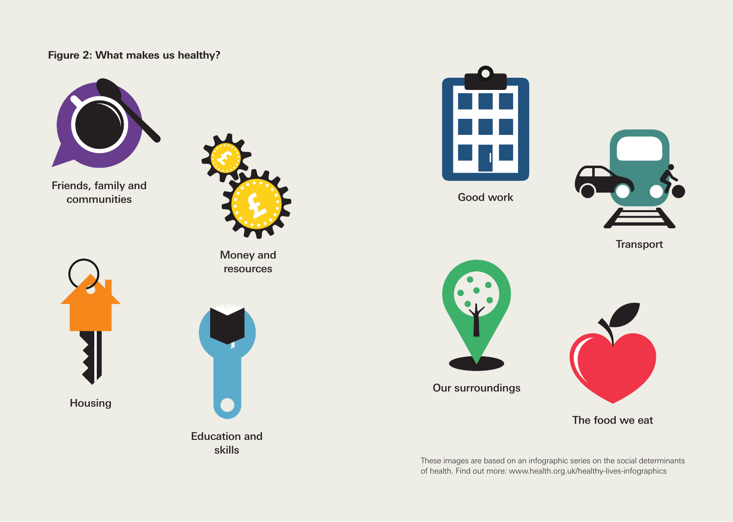**Figure 2: What makes us healthy?**

Friends, family and communities

Money and resources

Housing

Education and skills

Good work

Transport

Our surroundings

The food we eat

These images are based on an infographic series on the social determinants of health. Find out more: www.health.org.uk/healthy-lives-infographics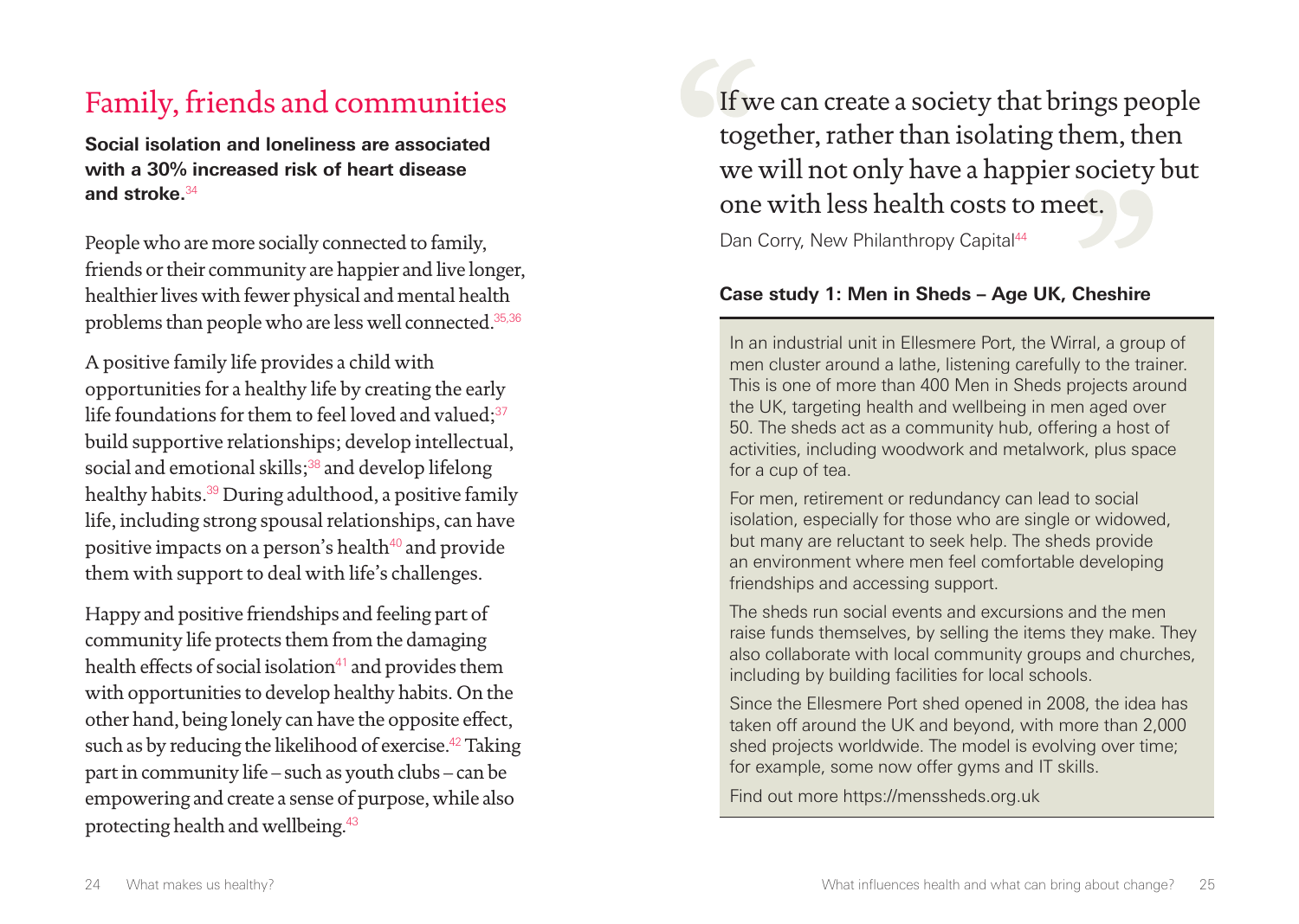## Family, friends and communities

**Social isolation and loneliness are associated with a 30% increased risk of heart disease and stroke.**[34]

People who are more socially connected to family, friends or their community are happier and live longer, healthier lives with fewer physical and mental health problems than people who are less well connected.[35,36]

A positive family life provides a child with opportunities for a healthy life by creating the early life foundations for them to feel loved and valued;[37] build supportive relationships; develop intellectual, social and emotional skills;[38] and develop lifelong healthy habits.[39] During adulthood, a positive family life, including strong spousal relationships, can have positive impacts on a person's health[40] and provide them with support to deal with life's challenges.

Happy and positive friendships and feeling part of community life protects them from the damaging health effects of social isolation[41] and provides them with opportunities to develop healthy habits. On the other hand, being lonely can have the opposite effect, such as by reducing the likelihood of exercise.[42] Taking part in community life – such as youth clubs – can be empowering and create a sense of purpose, while also protecting health and wellbeing.[43]

> If we can create a society that brings people together, rather than isolating them, then we will not only have a happier society but one with less health costs to meet.
>
> Dan Corry, New Philanthropy Capital[44]

**Case study 1: Men in Sheds – Age UK, Cheshire**

In an industrial unit in Ellesmere Port, the Wirral, a group of men cluster around a lathe, listening carefully to the trainer. This is one of more than 400 Men in Sheds projects around the UK, targeting health and wellbeing in men aged over 50. The sheds act as a community hub, offering a host of activities, including woodwork and metalwork, plus space for a cup of tea.

For men, retirement or redundancy can lead to social isolation, especially for those who are single or widowed, but many are reluctant to seek help. The sheds provide an environment where men feel comfortable developing friendships and accessing support.

The sheds run social events and excursions and the men raise funds themselves, by selling the items they make. They also collaborate with local community groups and churches, including by building facilities for local schools.

Since the Ellesmere Port shed opened in 2008, the idea has taken off around the UK and beyond, with more than 2,000 shed projects worldwide. The model is evolving over time; for example, some now offer gyms and IT skills.

Find out more https://menssheds.org.uk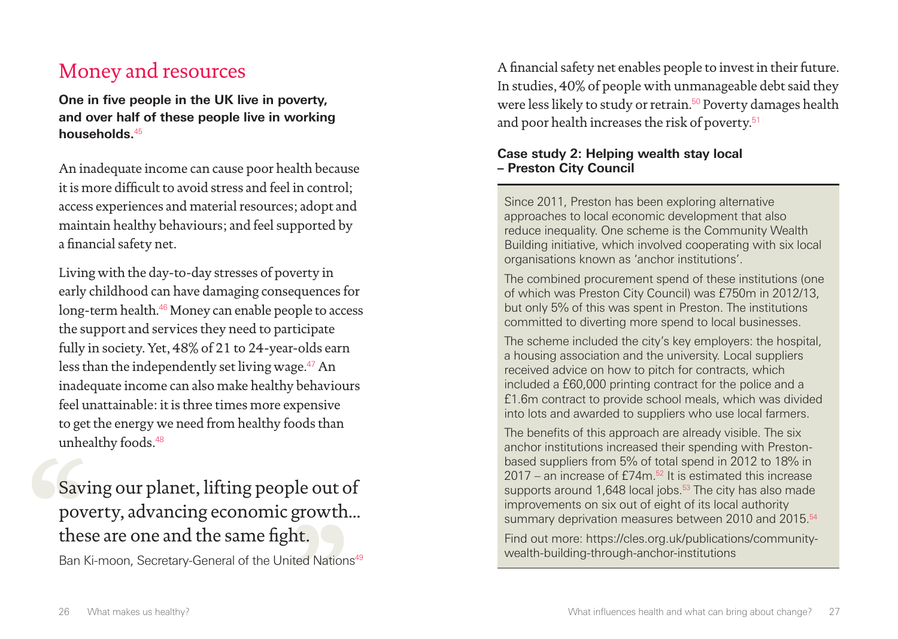## Money and resources

**One in five people in the UK live in poverty, and over half of these people live in working households.**[45]

An inadequate income can cause poor health because it is more difficult to avoid stress and feel in control; access experiences and material resources; adopt and maintain healthy behaviours; and feel supported by a financial safety net.

Living with the day-to-day stresses of poverty in early childhood can have damaging consequences for long-term health.[46] Money can enable people to access the support and services they need to participate fully in society. Yet, 48% of 21 to 24-year-olds earn less than the independently set living wage.[47] An inadequate income can also make healthy behaviours feel unattainable: it is three times more expensive to get the energy we need from healthy foods than unhealthy foods.[48]

> Saving our planet, lifting people out of poverty, advancing economic growth... these are one and the same fight.
>
> Ban Ki-moon, Secretary-General of the United Nations[49]

A financial safety net enables people to invest in their future. In studies, 40% of people with unmanageable debt said they were less likely to study or retrain.[50] Poverty damages health and poor health increases the risk of poverty.[51]

### Case study 2: Helping wealth stay local – Preston City Council

Since 2011, Preston has been exploring alternative approaches to local economic development that also reduce inequality. One scheme is the Community Wealth Building initiative, which involved cooperating with six local organisations known as 'anchor institutions'.

The combined procurement spend of these institutions (one of which was Preston City Council) was £750m in 2012/13, but only 5% of this was spent in Preston. The institutions committed to diverting more spend to local businesses.

The scheme included the city's key employers: the hospital, a housing association and the university. Local suppliers received advice on how to pitch for contracts, which included a £60,000 printing contract for the police and a £1.6m contract to provide school meals, which was divided into lots and awarded to suppliers who use local farmers.

The benefits of this approach are already visible. The six anchor institutions increased their spending with Preston-based suppliers from 5% of total spend in 2012 to 18% in 2017 – an increase of £74m.[52] It is estimated this increase supports around 1,648 local jobs.[53] The city has also made improvements on six out of eight of its local authority summary deprivation measures between 2010 and 2015.[54]

Find out more: https://cles.org.uk/publications/community-wealth-building-through-anchor-institutions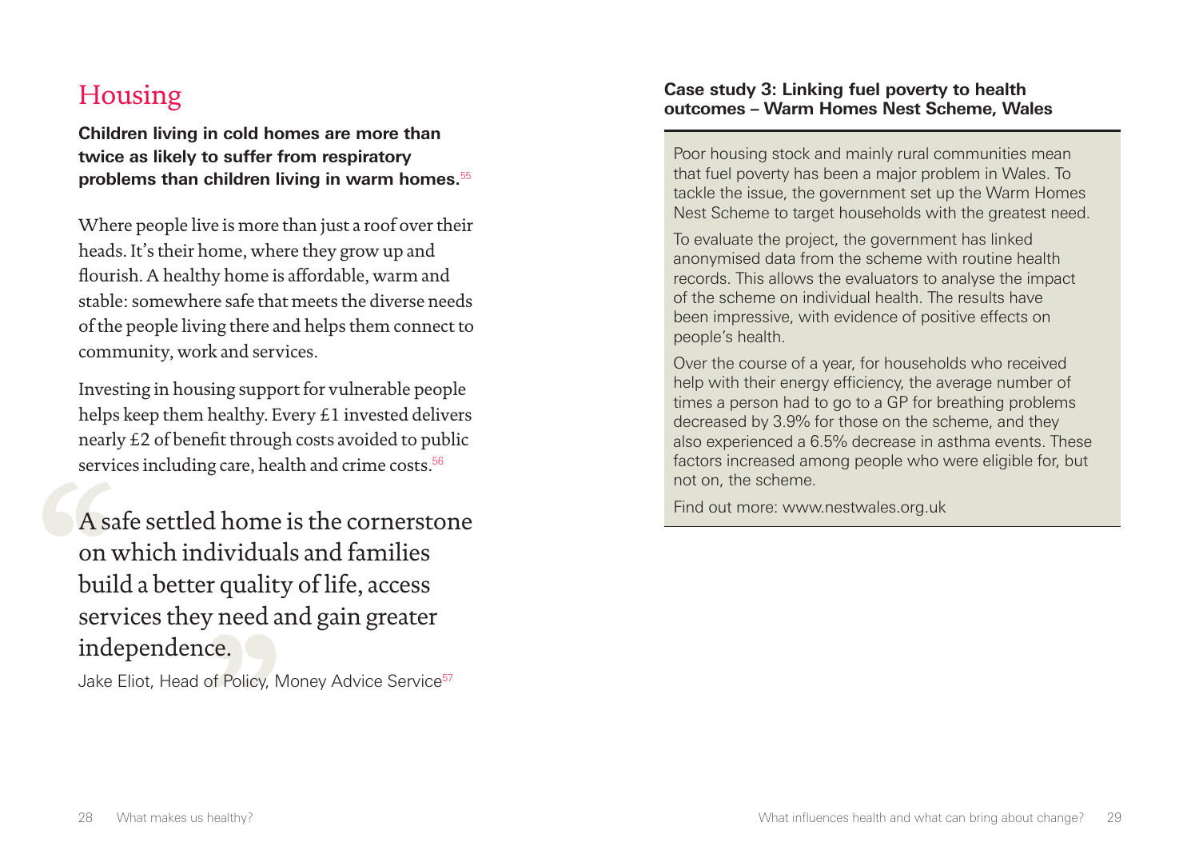## Housing

**Children living in cold homes are more than twice as likely to suffer from respiratory problems than children living in warm homes.**[55]

Where people live is more than just a roof over their heads. It's their home, where they grow up and flourish. A healthy home is affordable, warm and stable: somewhere safe that meets the diverse needs of the people living there and helps them connect to community, work and services.

Investing in housing support for vulnerable people helps keep them healthy. Every £1 invested delivers nearly £2 of benefit through costs avoided to public services including care, health and crime costs.[56]

> A safe settled home is the cornerstone on which individuals and families build a better quality of life, access services they need and gain greater independence.
>
> Jake Eliot, Head of Policy, Money Advice Service[57]

### Case study 3: Linking fuel poverty to health outcomes – Warm Homes Nest Scheme, Wales

Poor housing stock and mainly rural communities mean that fuel poverty has been a major problem in Wales. To tackle the issue, the government set up the Warm Homes Nest Scheme to target households with the greatest need.

To evaluate the project, the government has linked anonymised data from the scheme with routine health records. This allows the evaluators to analyse the impact of the scheme on individual health. The results have been impressive, with evidence of positive effects on people's health.

Over the course of a year, for households who received help with their energy efficiency, the average number of times a person had to go to a GP for breathing problems decreased by 3.9% for those on the scheme, and they also experienced a 6.5% decrease in asthma events. These factors increased among people who were eligible for, but not on, the scheme.

Find out more: www.nestwales.org.uk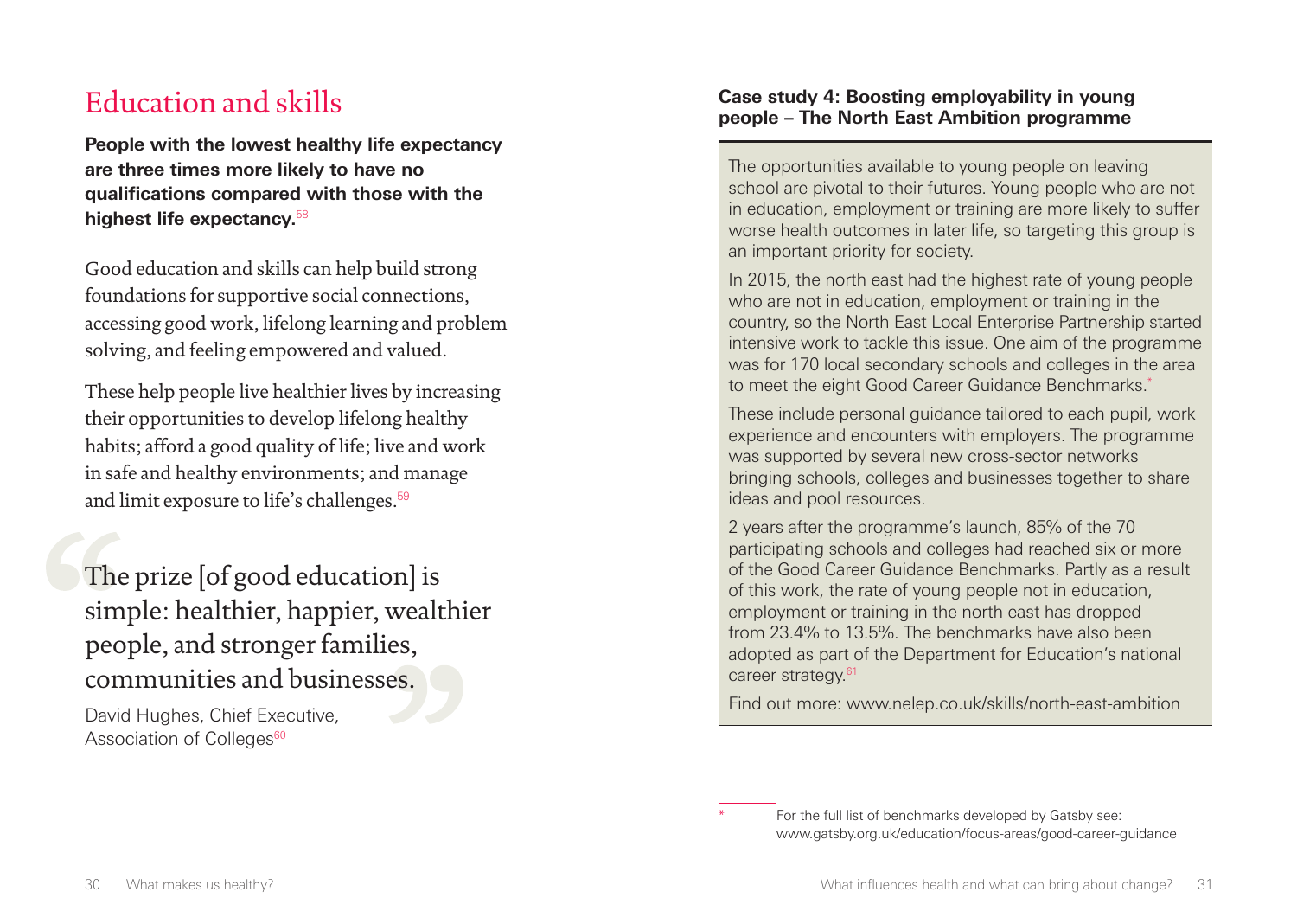# Education and skills

**People with the lowest healthy life expectancy are three times more likely to have no qualifications compared with those with the highest life expectancy.**[58]

Good education and skills can help build strong foundations for supportive social connections, accessing good work, lifelong learning and problem solving, and feeling empowered and valued.

These help people live healthier lives by increasing their opportunities to develop lifelong healthy habits; afford a good quality of life; live and work in safe and healthy environments; and manage and limit exposure to life's challenges.[59]

> The prize [of good education] is simple: healthier, happier, wealthier people, and stronger families, communities and businesses.
>
> David Hughes, Chief Executive, Association of Colleges[60]

### Case study 4: Boosting employability in young people – The North East Ambition programme

The opportunities available to young people on leaving school are pivotal to their futures. Young people who are not in education, employment or training are more likely to suffer worse health outcomes in later life, so targeting this group is an important priority for society.

In 2015, the north east had the highest rate of young people who are not in education, employment or training in the country, so the North East Local Enterprise Partnership started intensive work to tackle this issue. One aim of the programme was for 170 local secondary schools and colleges in the area to meet the eight Good Career Guidance Benchmarks.*

These include personal guidance tailored to each pupil, work experience and encounters with employers. The programme was supported by several new cross-sector networks bringing schools, colleges and businesses together to share ideas and pool resources.

2 years after the programme's launch, 85% of the 70 participating schools and colleges had reached six or more of the Good Career Guidance Benchmarks. Partly as a result of this work, the rate of young people not in education, employment or training in the north east has dropped from 23.4% to 13.5%. The benchmarks have also been adopted as part of the Department for Education's national career strategy.[61]

Find out more: www.nelep.co.uk/skills/north-east-ambition

* For the full list of benchmarks developed by Gatsby see: www.gatsby.org.uk/education/focus-areas/good-career-guidance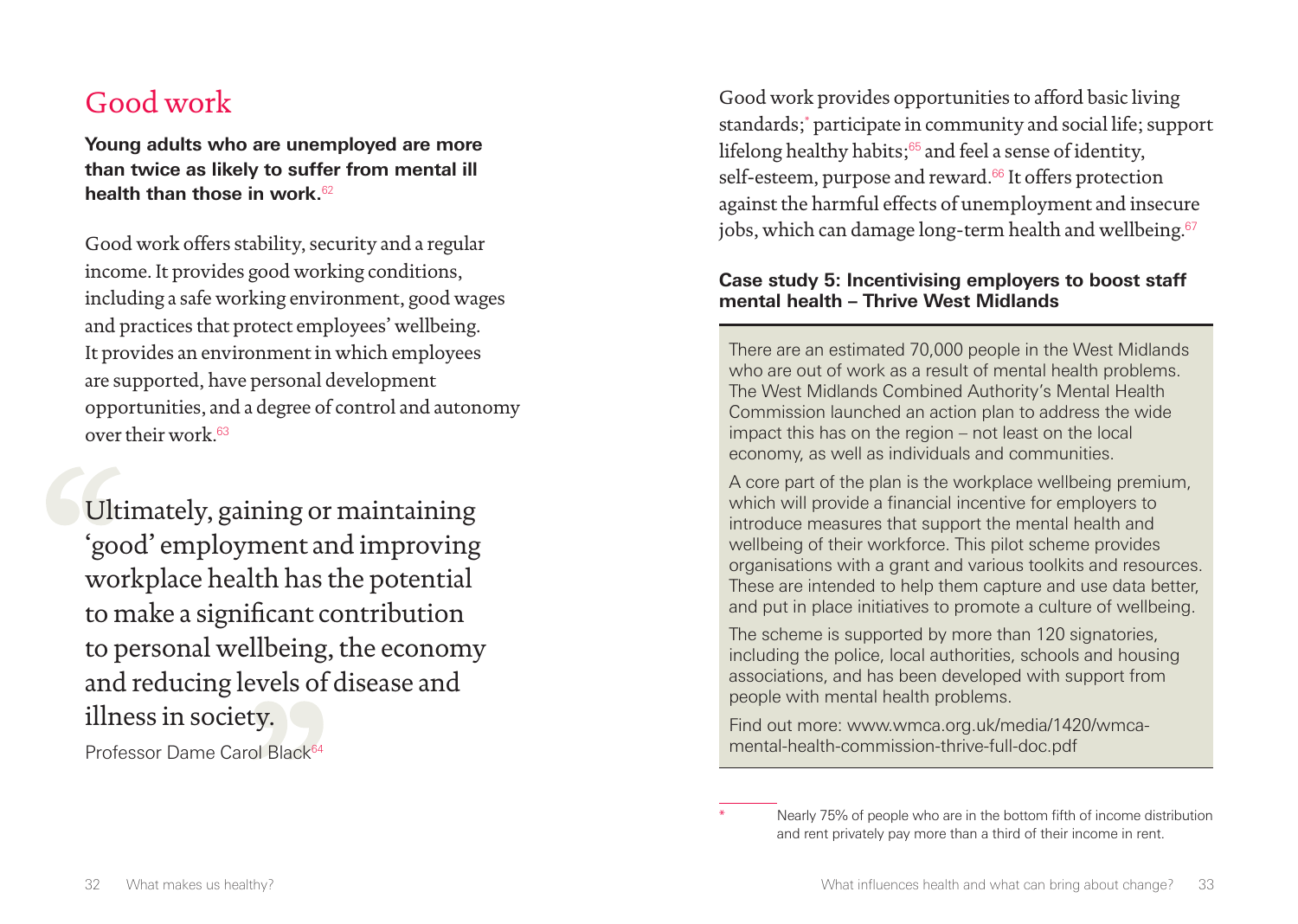## Good work

**Young adults who are unemployed are more than twice as likely to suffer from mental ill health than those in work.**[62]

Good work offers stability, security and a regular income. It provides good working conditions, including a safe working environment, good wages and practices that protect employees' wellbeing. It provides an environment in which employees are supported, have personal development opportunities, and a degree of control and autonomy over their work.[63]

> Ultimately, gaining or maintaining 'good' employment and improving workplace health has the potential to make a significant contribution to personal wellbeing, the economy and reducing levels of disease and illness in society.
>
> Professor Dame Carol Black[64]

Good work provides opportunities to afford basic living standards;[*] participate in community and social life; support lifelong healthy habits;[65] and feel a sense of identity, self-esteem, purpose and reward.[66] It offers protection against the harmful effects of unemployment and insecure jobs, which can damage long-term health and wellbeing.[67]

### Case study 5: Incentivising employers to boost staff mental health – Thrive West Midlands

There are an estimated 70,000 people in the West Midlands who are out of work as a result of mental health problems. The West Midlands Combined Authority's Mental Health Commission launched an action plan to address the wide impact this has on the region – not least on the local economy, as well as individuals and communities.

A core part of the plan is the workplace wellbeing premium, which will provide a financial incentive for employers to introduce measures that support the mental health and wellbeing of their workforce. This pilot scheme provides organisations with a grant and various toolkits and resources. These are intended to help them capture and use data better, and put in place initiatives to promote a culture of wellbeing.

The scheme is supported by more than 120 signatories, including the police, local authorities, schools and housing associations, and has been developed with support from people with mental health problems.

Find out more: www.wmca.org.uk/media/1420/wmca-mental-health-commission-thrive-full-doc.pdf

---

[*] Nearly 75% of people who are in the bottom fifth of income distribution and rent privately pay more than a third of their income in rent.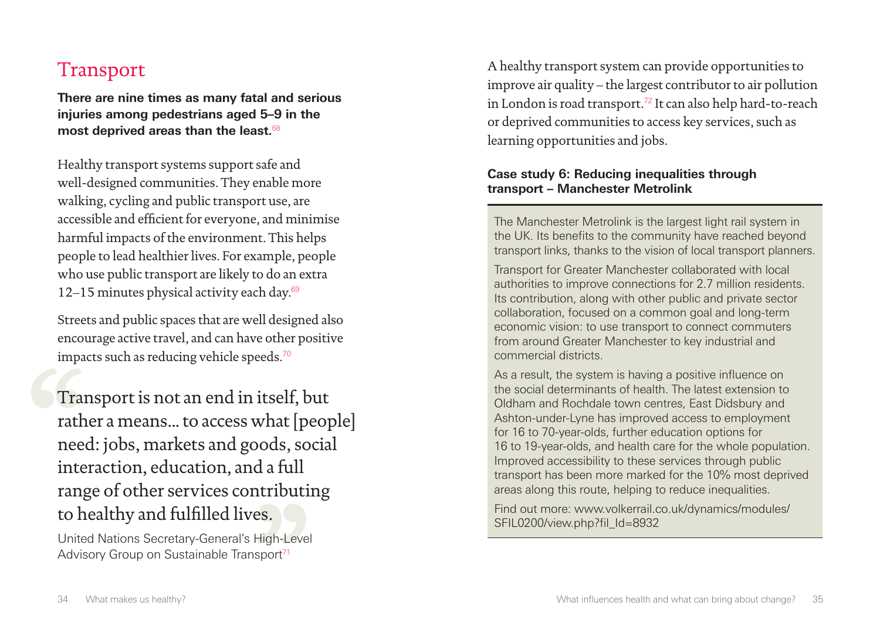## Transport

**There are nine times as many fatal and serious injuries among pedestrians aged 5–9 in the most deprived areas than the least.**[68]

Healthy transport systems support safe and well-designed communities. They enable more walking, cycling and public transport use, are accessible and efficient for everyone, and minimise harmful impacts of the environment. This helps people to lead healthier lives. For example, people who use public transport are likely to do an extra 12–15 minutes physical activity each day.[69]

Streets and public spaces that are well designed also encourage active travel, and can have other positive impacts such as reducing vehicle speeds.[70]

> Transport is not an end in itself, but rather a means… to access what [people] need: jobs, markets and goods, social interaction, education, and a full range of other services contributing to healthy and fulfilled lives.
>
> United Nations Secretary-General's High-Level Advisory Group on Sustainable Transport[71]

A healthy transport system can provide opportunities to improve air quality – the largest contributor to air pollution in London is road transport.[72] It can also help hard-to-reach or deprived communities to access key services, such as learning opportunities and jobs.

### Case study 6: Reducing inequalities through transport – Manchester Metrolink

The Manchester Metrolink is the largest light rail system in the UK. Its benefits to the community have reached beyond transport links, thanks to the vision of local transport planners.

Transport for Greater Manchester collaborated with local authorities to improve connections for 2.7 million residents. Its contribution, along with other public and private sector collaboration, focused on a common goal and long-term economic vision: to use transport to connect commuters from around Greater Manchester to key industrial and commercial districts.

As a result, the system is having a positive influence on the social determinants of health. The latest extension to Oldham and Rochdale town centres, East Didsbury and Ashton-under-Lyne has improved access to employment for 16 to 70-year-olds, further education options for 16 to 19-year-olds, and health care for the whole population. Improved accessibility to these services through public transport has been more marked for the 10% most deprived areas along this route, helping to reduce inequalities.

Find out more: www.volkerrail.co.uk/dynamics/modules/SFIL0200/view.php?fil_Id=8932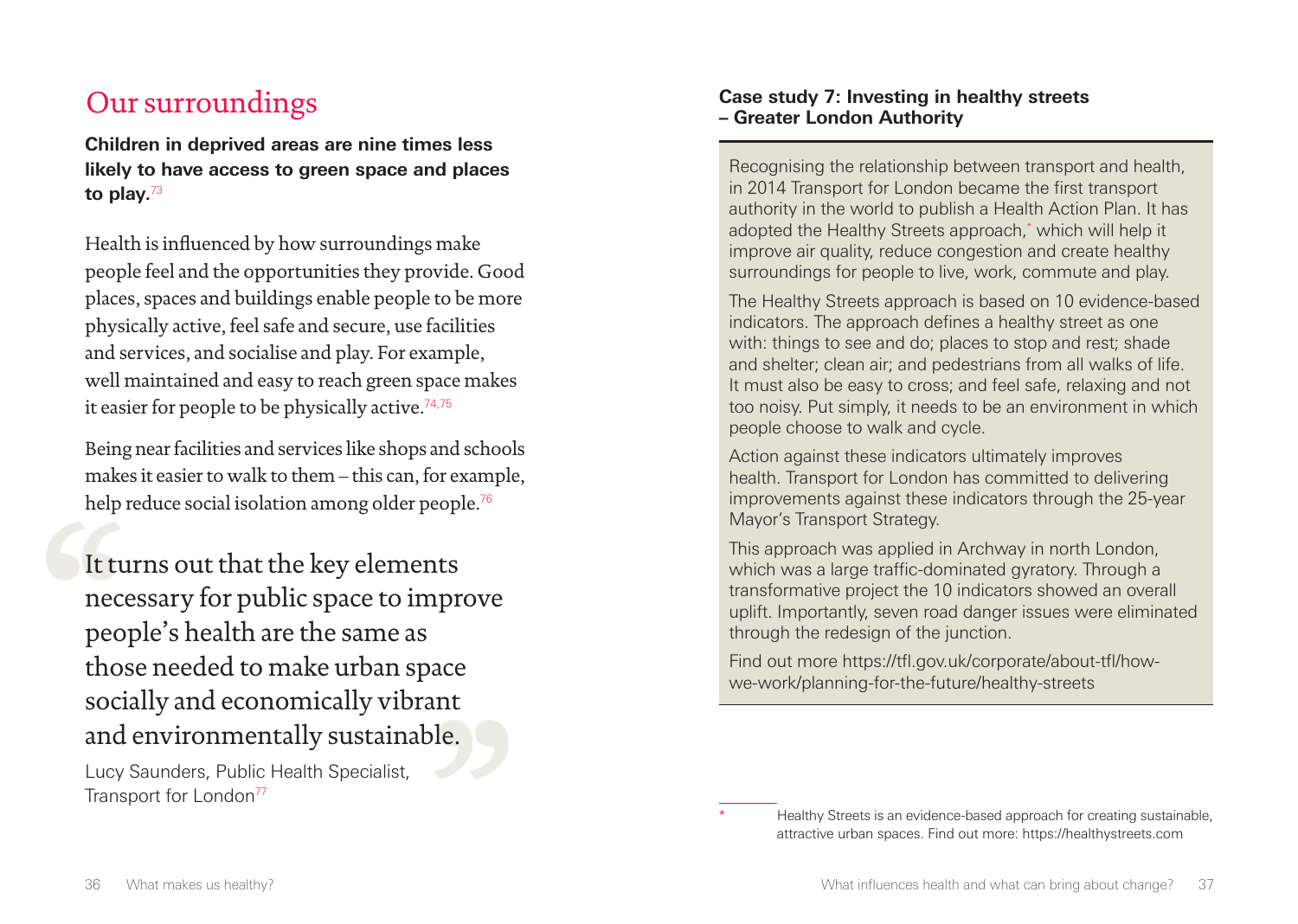## Our surroundings

**Children in deprived areas are nine times less likely to have access to green space and places to play.**[73]

Health is influenced by how surroundings make people feel and the opportunities they provide. Good places, spaces and buildings enable people to be more physically active, feel safe and secure, use facilities and services, and socialise and play. For example, well maintained and easy to reach green space makes it easier for people to be physically active.[74,75]

Being near facilities and services like shops and schools makes it easier to walk to them – this can, for example, help reduce social isolation among older people.[76]

> It turns out that the key elements necessary for public space to improve people's health are the same as those needed to make urban space socially and economically vibrant and environmentally sustainable.
>
> Lucy Saunders, Public Health Specialist, Transport for London[77]

### Case study 7: Investing in healthy streets – Greater London Authority

Recognising the relationship between transport and health, in 2014 Transport for London became the first transport authority in the world to publish a Health Action Plan. It has adopted the Healthy Streets approach,* which will help it improve air quality, reduce congestion and create healthy surroundings for people to live, work, commute and play.

The Healthy Streets approach is based on 10 evidence-based indicators. The approach defines a healthy street as one with: things to see and do; places to stop and rest; shade and shelter; clean air; and pedestrians from all walks of life. It must also be easy to cross; and feel safe, relaxing and not too noisy. Put simply, it needs to be an environment in which people choose to walk and cycle.

Action against these indicators ultimately improves health. Transport for London has committed to delivering improvements against these indicators through the 25-year Mayor's Transport Strategy.

This approach was applied in Archway in north London, which was a large traffic-dominated gyratory. Through a transformative project the 10 indicators showed an overall uplift. Importantly, seven road danger issues were eliminated through the redesign of the junction.

Find out more https://tfl.gov.uk/corporate/about-tfl/how-we-work/planning-for-the-future/healthy-streets

\* Healthy Streets is an evidence-based approach for creating sustainable, attractive urban spaces. Find out more: https://healthystreets.com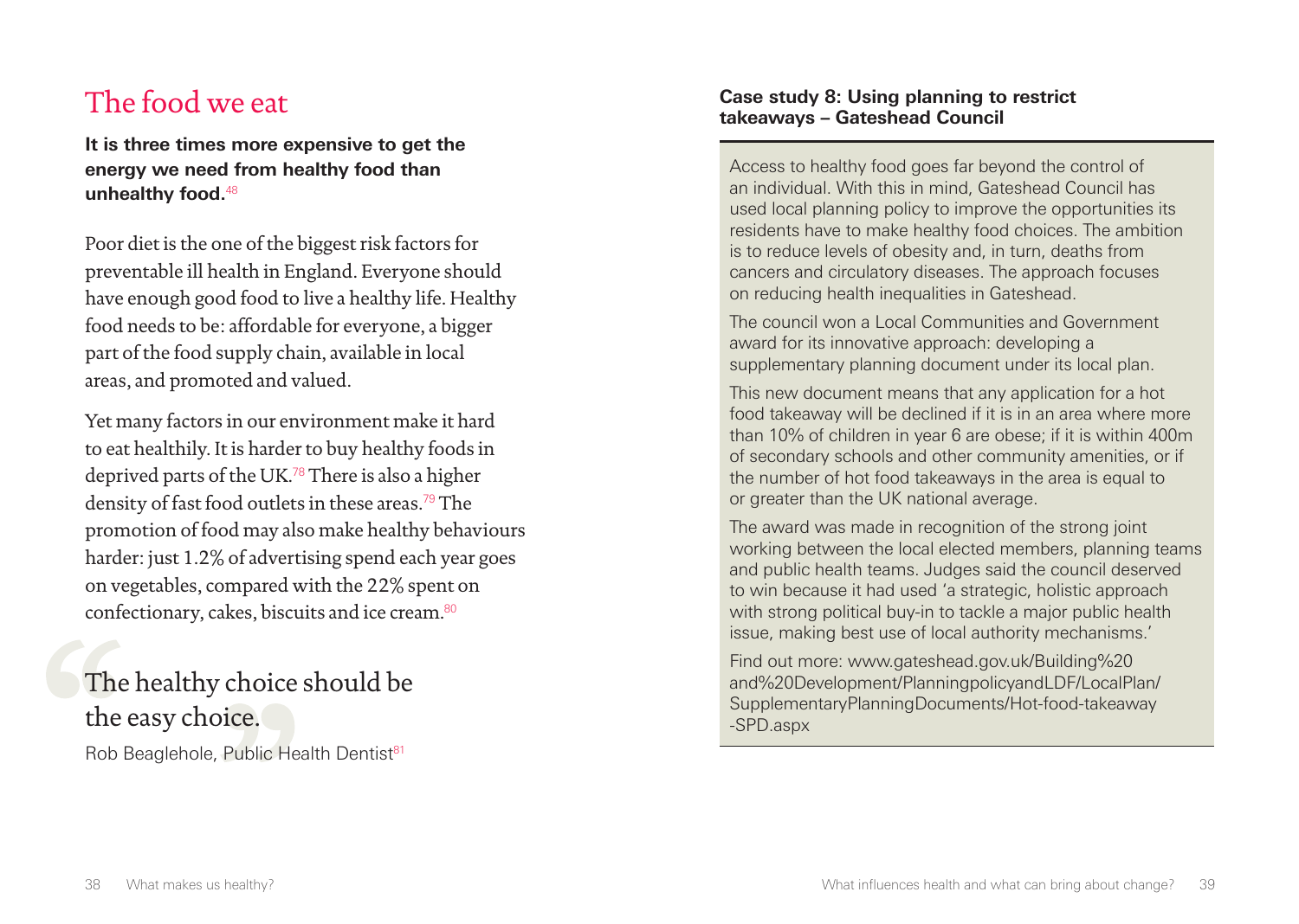# The food we eat

**It is three times more expensive to get the energy we need from healthy food than unhealthy food.**[48]

Poor diet is the one of the biggest risk factors for preventable ill health in England. Everyone should have enough good food to live a healthy life. Healthy food needs to be: affordable for everyone, a bigger part of the food supply chain, available in local areas, and promoted and valued.

Yet many factors in our environment make it hard to eat healthily. It is harder to buy healthy foods in deprived parts of the UK.[78] There is also a higher density of fast food outlets in these areas.[79] The promotion of food may also make healthy behaviours harder: just 1.2% of advertising spend each year goes on vegetables, compared with the 22% spent on confectionary, cakes, biscuits and ice cream.[80]

> The healthy choice should be the easy choice.
>
> Rob Beaglehole, Public Health Dentist[81]

### Case study 8: Using planning to restrict takeaways – Gateshead Council

Access to healthy food goes far beyond the control of an individual. With this in mind, Gateshead Council has used local planning policy to improve the opportunities its residents have to make healthy food choices. The ambition is to reduce levels of obesity and, in turn, deaths from cancers and circulatory diseases. The approach focuses on reducing health inequalities in Gateshead.

The council won a Local Communities and Government award for its innovative approach: developing a supplementary planning document under its local plan.

This new document means that any application for a hot food takeaway will be declined if it is in an area where more than 10% of children in year 6 are obese; if it is within 400m of secondary schools and other community amenities, or if the number of hot food takeaways in the area is equal to or greater than the UK national average.

The award was made in recognition of the strong joint working between the local elected members, planning teams and public health teams. Judges said the council deserved to win because it had used 'a strategic, holistic approach with strong political buy-in to tackle a major public health issue, making best use of local authority mechanisms.'

Find out more: www.gateshead.gov.uk/Building%20and%20Development/PlanningpolicyandLDF/LocalPlan/SupplementaryPlanningDocuments/Hot-food-takeaway-SPD.aspx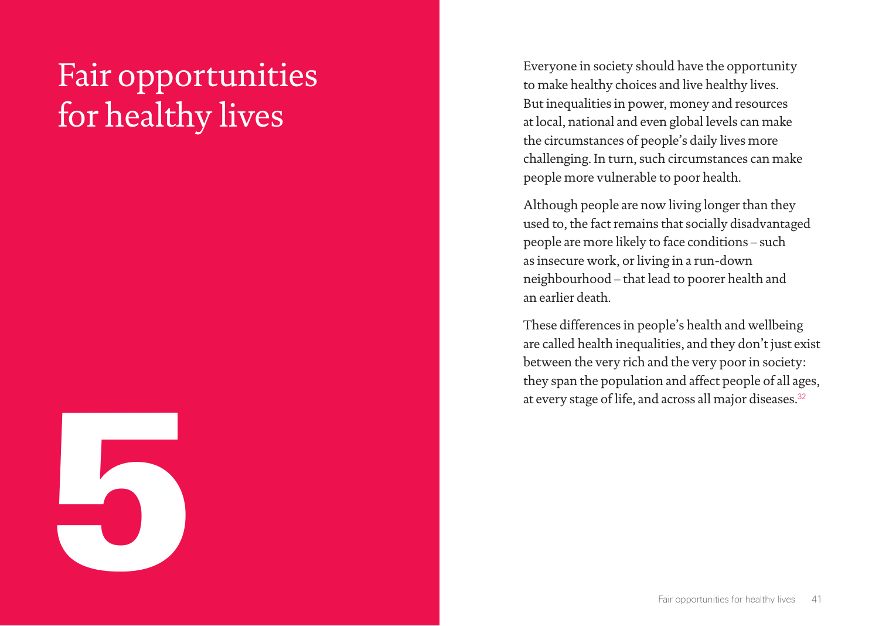# 5 Fair opportunities for healthy lives

Everyone in society should have the opportunity to make healthy choices and live healthy lives. But inequalities in power, money and resources at local, national and even global levels can make the circumstances of people's daily lives more challenging. In turn, such circumstances can make people more vulnerable to poor health.

Although people are now living longer than they used to, the fact remains that socially disadvantaged people are more likely to face conditions – such as insecure work, or living in a run-down neighbourhood – that lead to poorer health and an earlier death.

These differences in people's health and wellbeing are called health inequalities, and they don't just exist between the very rich and the very poor in society: they span the population and affect people of all ages, at every stage of life, and across all major diseases.[32]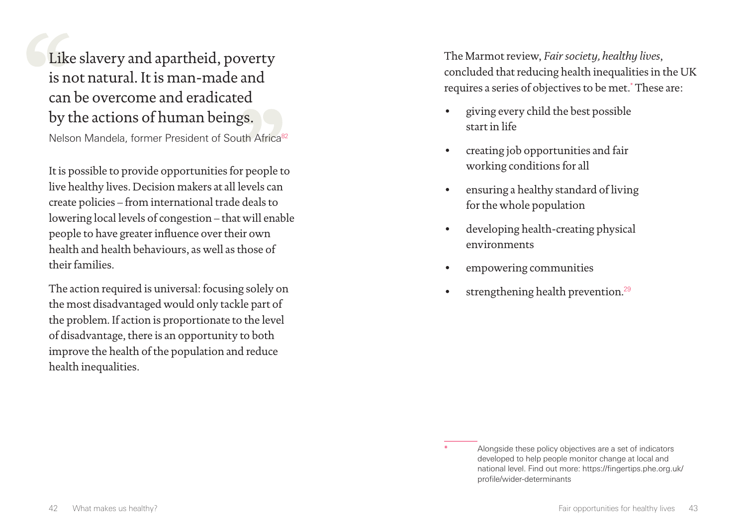> Like slavery and apartheid, poverty is not natural. It is man-made and can be overcome and eradicated by the actions of human beings.
>
> Nelson Mandela, former President of South Africa[82]

It is possible to provide opportunities for people to live healthy lives. Decision makers at all levels can create policies – from international trade deals to lowering local levels of congestion – that will enable people to have greater influence over their own health and health behaviours, as well as those of their families.

The action required is universal: focusing solely on the most disadvantaged would only tackle part of the problem. If action is proportionate to the level of disadvantage, there is an opportunity to both improve the health of the population and reduce health inequalities.

The Marmot review, *Fair society, healthy lives*, concluded that reducing health inequalities in the UK requires a series of objectives to be met.* These are:

- giving every child the best possible start in life
- creating job opportunities and fair working conditions for all
- ensuring a healthy standard of living for the whole population
- developing health-creating physical environments
- empowering communities
- strengthening health prevention.[29]

---

\* Alongside these policy objectives are a set of indicators developed to help people monitor change at local and national level. Find out more: https://fingertips.phe.org.uk/profile/wider-determinants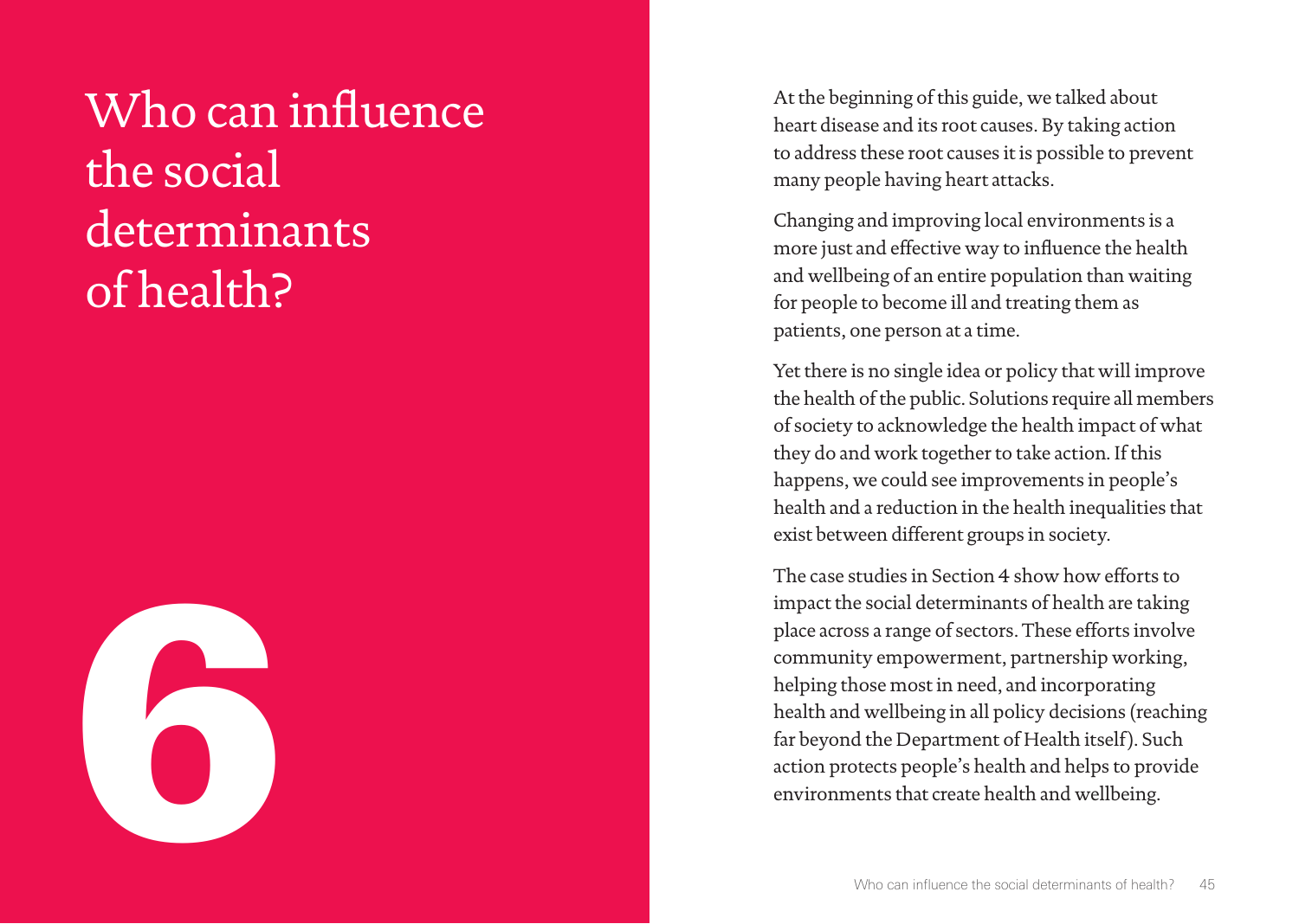# 6 Who can influence the social determinants of health?

At the beginning of this guide, we talked about heart disease and its root causes. By taking action to address these root causes it is possible to prevent many people having heart attacks.

Changing and improving local environments is a more just and effective way to influence the health and wellbeing of an entire population than waiting for people to become ill and treating them as patients, one person at a time.

Yet there is no single idea or policy that will improve the health of the public. Solutions require all members of society to acknowledge the health impact of what they do and work together to take action. If this happens, we could see improvements in people's health and a reduction in the health inequalities that exist between different groups in society.

The case studies in Section 4 show how efforts to impact the social determinants of health are taking place across a range of sectors. These efforts involve community empowerment, partnership working, helping those most in need, and incorporating health and wellbeing in all policy decisions (reaching far beyond the Department of Health itself). Such action protects people's health and helps to provide environments that create health and wellbeing.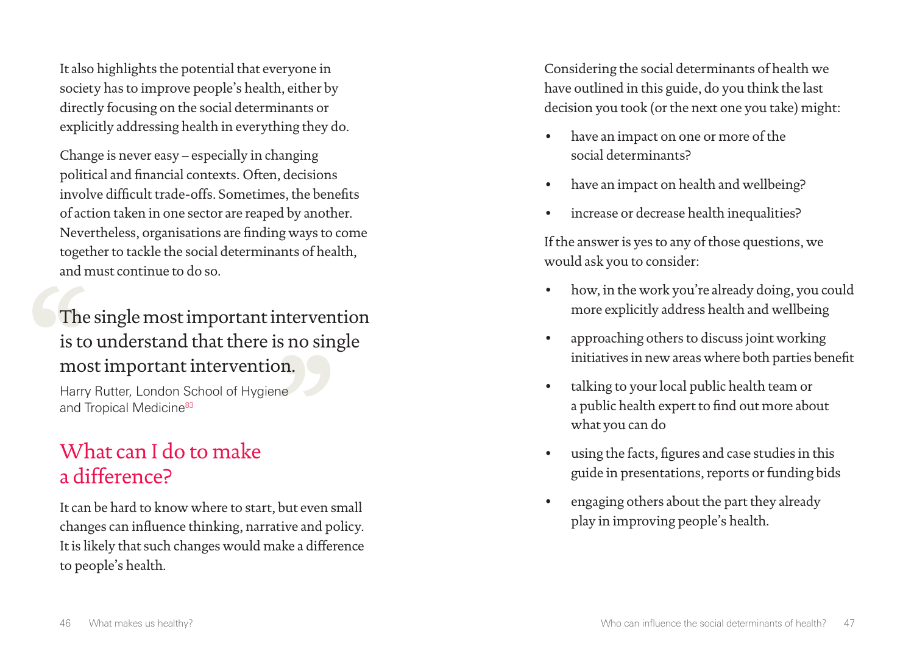It also highlights the potential that everyone in society has to improve people's health, either by directly focusing on the social determinants or explicitly addressing health in everything they do.

Change is never easy – especially in changing political and financial contexts. Often, decisions involve difficult trade-offs. Sometimes, the benefits of action taken in one sector are reaped by another. Nevertheless, organisations are finding ways to come together to tackle the social determinants of health, and must continue to do so.

> The single most important intervention is to understand that there is no single most important intervention.
>
> Harry Rutter, London School of Hygiene and Tropical Medicine[83]

## What can I do to make a difference?

It can be hard to know where to start, but even small changes can influence thinking, narrative and policy. It is likely that such changes would make a difference to people's health.

Considering the social determinants of health we have outlined in this guide, do you think the last decision you took (or the next one you take) might:

- have an impact on one or more of the social determinants?
- have an impact on health and wellbeing?
- increase or decrease health inequalities?

If the answer is yes to any of those questions, we would ask you to consider:

- how, in the work you're already doing, you could more explicitly address health and wellbeing
- approaching others to discuss joint working initiatives in new areas where both parties benefit
- talking to your local public health team or a public health expert to find out more about what you can do
- using the facts, figures and case studies in this guide in presentations, reports or funding bids
- engaging others about the part they already play in improving people's health.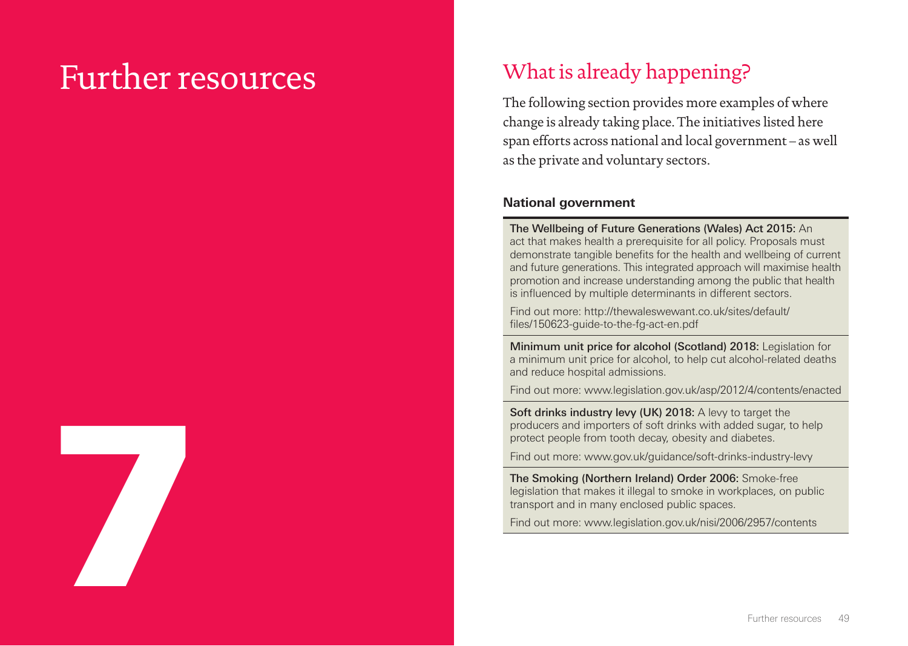# Further resources

# 7

## What is already happening?

The following section provides more examples of where change is already taking place. The initiatives listed here span efforts across national and local government – as well as the private and voluntary sectors.

### National government

**The Wellbeing of Future Generations (Wales) Act 2015:** An act that makes health a prerequisite for all policy. Proposals must demonstrate tangible benefits for the health and wellbeing of current and future generations. This integrated approach will maximise health promotion and increase understanding among the public that health is influenced by multiple determinants in different sectors.

Find out more: http://thewaleswewant.co.uk/sites/default/files/150623-guide-to-the-fg-act-en.pdf

**Minimum unit price for alcohol (Scotland) 2018:** Legislation for a minimum unit price for alcohol, to help cut alcohol-related deaths and reduce hospital admissions.

Find out more: www.legislation.gov.uk/asp/2012/4/contents/enacted

**Soft drinks industry levy (UK) 2018:** A levy to target the producers and importers of soft drinks with added sugar, to help protect people from tooth decay, obesity and diabetes.

Find out more: www.gov.uk/guidance/soft-drinks-industry-levy

**The Smoking (Northern Ireland) Order 2006:** Smoke-free legislation that makes it illegal to smoke in workplaces, on public transport and in many enclosed public spaces.

Find out more: www.legislation.gov.uk/nisi/2006/2957/contents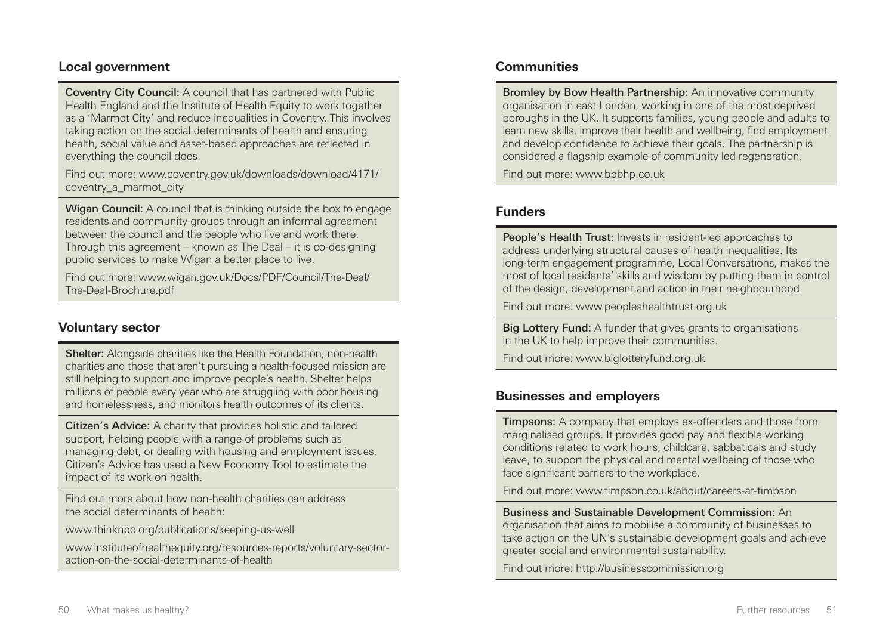## Local government

**Coventry City Council:** A council that has partnered with Public Health England and the Institute of Health Equity to work together as a 'Marmot City' and reduce inequalities in Coventry. This involves taking action on the social determinants of health and ensuring health, social value and asset-based approaches are reflected in everything the council does.

Find out more: www.coventry.gov.uk/downloads/download/4171/coventry_a_marmot_city

**Wigan Council:** A council that is thinking outside the box to engage residents and community groups through an informal agreement between the council and the people who live and work there. Through this agreement – known as The Deal – it is co-designing public services to make Wigan a better place to live.

Find out more: www.wigan.gov.uk/Docs/PDF/Council/The-Deal/The-Deal-Brochure.pdf

## Voluntary sector

**Shelter:** Alongside charities like the Health Foundation, non-health charities and those that aren't pursuing a health-focused mission are still helping to support and improve people's health. Shelter helps millions of people every year who are struggling with poor housing and homelessness, and monitors health outcomes of its clients.

**Citizen's Advice:** A charity that provides holistic and tailored support, helping people with a range of problems such as managing debt, or dealing with housing and employment issues. Citizen's Advice has used a New Economy Tool to estimate the impact of its work on health.

Find out more about how non-health charities can address the social determinants of health:

www.thinknpc.org/publications/keeping-us-well

www.instituteofhealthequity.org/resources-reports/voluntary-sector-action-on-the-social-determinants-of-health

## Communities

**Bromley by Bow Health Partnership:** An innovative community organisation in east London, working in one of the most deprived boroughs in the UK. It supports families, young people and adults to learn new skills, improve their health and wellbeing, find employment and develop confidence to achieve their goals. The partnership is considered a flagship example of community led regeneration.

Find out more: www.bbbhp.co.uk

## Funders

**People's Health Trust:** Invests in resident-led approaches to address underlying structural causes of health inequalities. Its long-term engagement programme, Local Conversations, makes the most of local residents' skills and wisdom by putting them in control of the design, development and action in their neighbourhood.

Find out more: www.peopleshealthtrust.org.uk

**Big Lottery Fund:** A funder that gives grants to organisations in the UK to help improve their communities.

Find out more: www.biglotteryfund.org.uk

## Businesses and employers

**Timpsons:** A company that employs ex-offenders and those from marginalised groups. It provides good pay and flexible working conditions related to work hours, childcare, sabbaticals and study leave, to support the physical and mental wellbeing of those who face significant barriers to the workplace.

Find out more: www.timpson.co.uk/about/careers-at-timpson

**Business and Sustainable Development Commission:** An organisation that aims to mobilise a community of businesses to take action on the UN's sustainable development goals and achieve greater social and environmental sustainability.

Find out more: http://businesscommission.org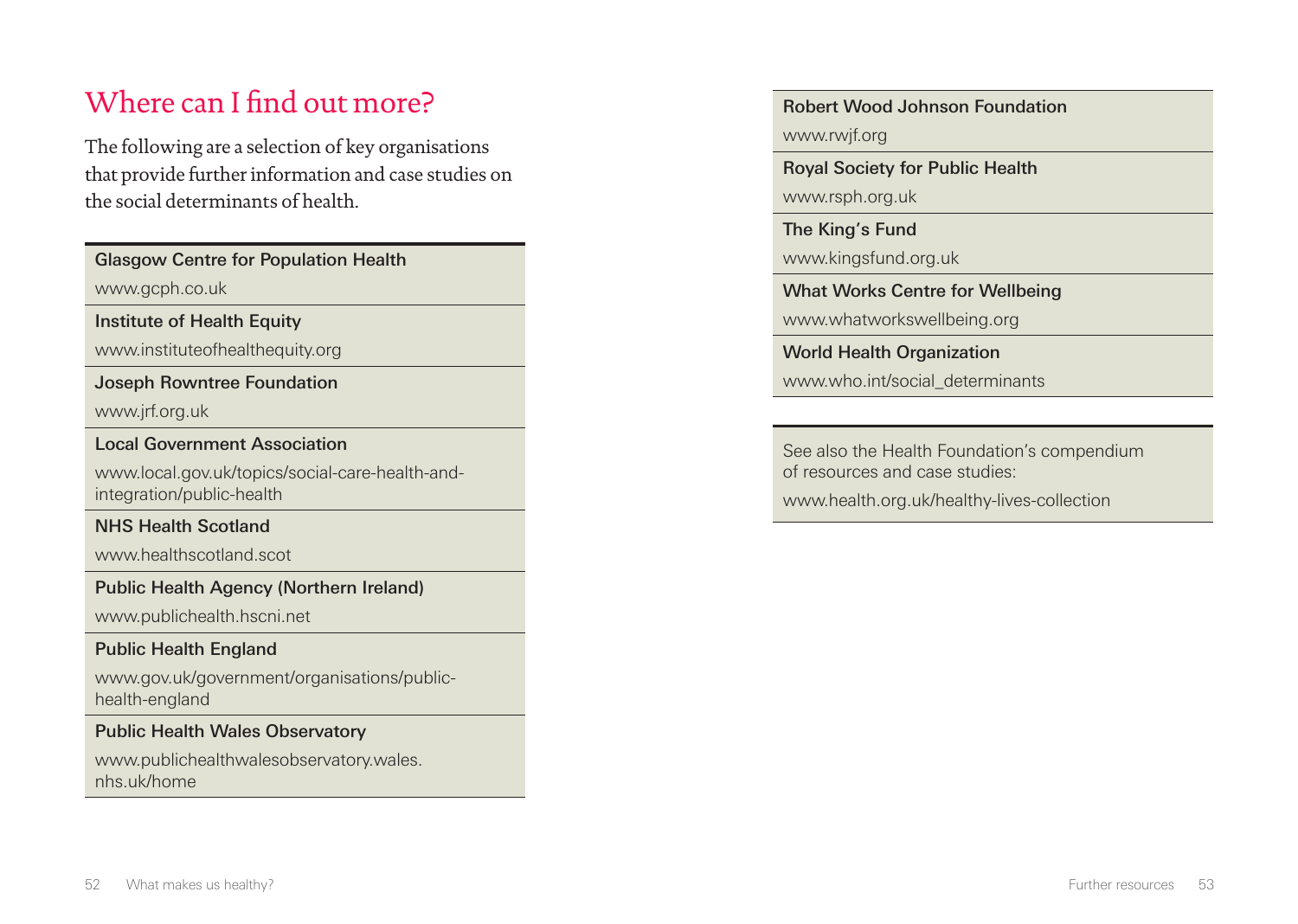# Where can I find out more?

The following are a selection of key organisations that provide further information and case studies on the social determinants of health.

**Glasgow Centre for Population Health**
www.gcph.co.uk

**Institute of Health Equity**
www.instituteofhealthequity.org

**Joseph Rowntree Foundation**
www.jrf.org.uk

**Local Government Association**
www.local.gov.uk/topics/social-care-health-and-integration/public-health

**NHS Health Scotland**
www.healthscotland.scot

**Public Health Agency (Northern Ireland)**
www.publichealth.hscni.net

**Public Health England**
www.gov.uk/government/organisations/public-health-england

**Public Health Wales Observatory**
www.publichealthwalesobservatory.wales.nhs.uk/home

**Robert Wood Johnson Foundation**
www.rwjf.org

**Royal Society for Public Health**
www.rsph.org.uk

**The King's Fund**
www.kingsfund.org.uk

**What Works Centre for Wellbeing**
www.whatworkswellbeing.org

**World Health Organization**
www.who.int/social_determinants

See also the Health Foundation's compendium of resources and case studies:
www.health.org.uk/healthy-lives-collection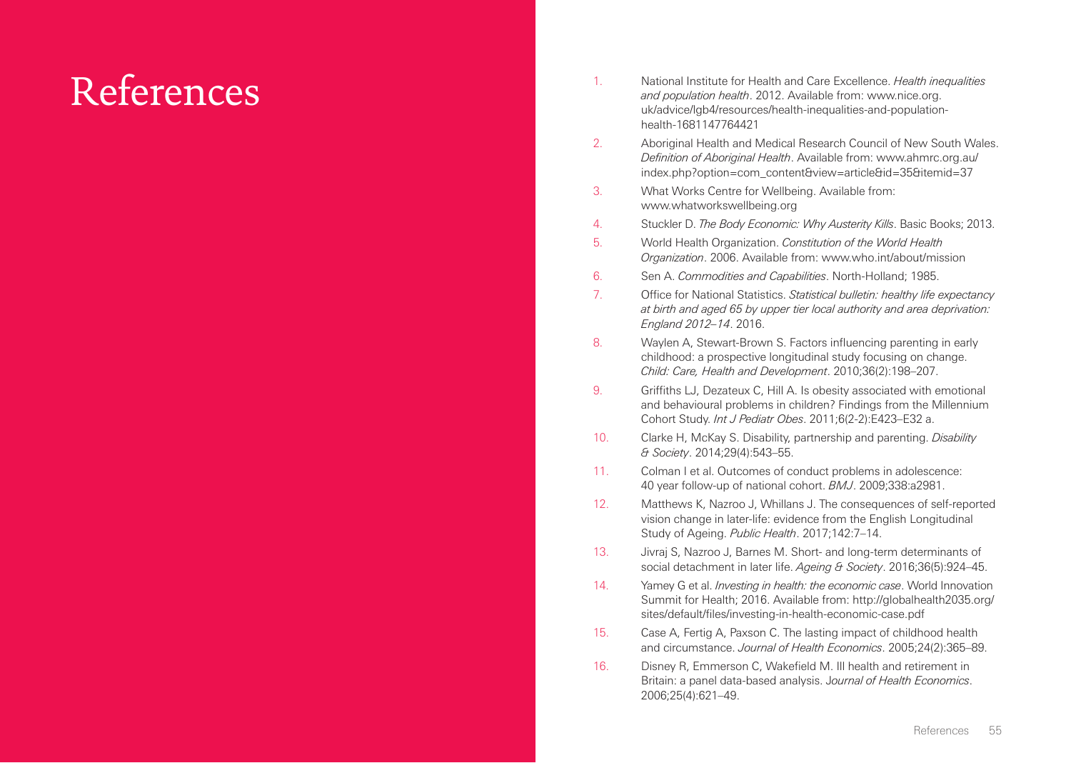# References

1. National Institute for Health and Care Excellence. *Health inequalities and population health*. 2012. Available from: www.nice.org.uk/advice/lgb4/resources/health-inequalities-and-population-health-1681147764421
2. Aboriginal Health and Medical Research Council of New South Wales. *Definition of Aboriginal Health*. Available from: www.ahmrc.org.au/index.php?option=com_content&view=article&id=35&itemid=37
3. What Works Centre for Wellbeing. Available from: www.whatworkswellbeing.org
4. Stuckler D. *The Body Economic: Why Austerity Kills*. Basic Books; 2013.
5. World Health Organization. *Constitution of the World Health Organization*. 2006. Available from: www.who.int/about/mission
6. Sen A. *Commodities and Capabilities*. North-Holland; 1985.
7. Office for National Statistics. *Statistical bulletin: healthy life expectancy at birth and aged 65 by upper tier local authority and area deprivation: England 2012–14*. 2016.
8. Waylen A, Stewart-Brown S. Factors influencing parenting in early childhood: a prospective longitudinal study focusing on change. *Child: Care, Health and Development*. 2010;36(2):198–207.
9. Griffiths LJ, Dezateux C, Hill A. Is obesity associated with emotional and behavioural problems in children? Findings from the Millennium Cohort Study. *Int J Pediatr Obes*. 2011;6(2-2):E423–E32 a.
10. Clarke H, McKay S. Disability, partnership and parenting. *Disability & Society*. 2014;29(4):543–55.
11. Colman I et al. Outcomes of conduct problems in adolescence: 40 year follow-up of national cohort. *BMJ*. 2009;338:a2981.
12. Matthews K, Nazroo J, Whillans J. The consequences of self-reported vision change in later-life: evidence from the English Longitudinal Study of Ageing. *Public Health*. 2017;142:7–14.
13. Jivraj S, Nazroo J, Barnes M. Short- and long-term determinants of social detachment in later life. *Ageing & Society*. 2016;36(5):924–45.
14. Yamey G et al. *Investing in health: the economic case*. World Innovation Summit for Health; 2016. Available from: http://globalhealth2035.org/sites/default/files/investing-in-health-economic-case.pdf
15. Case A, Fertig A, Paxson C. The lasting impact of childhood health and circumstance. *Journal of Health Economics*. 2005;24(2):365–89.
16. Disney R, Emmerson C, Wakefield M. Ill health and retirement in Britain: a panel data-based analysis. *Journal of Health Economics*. 2006;25(4):621–49.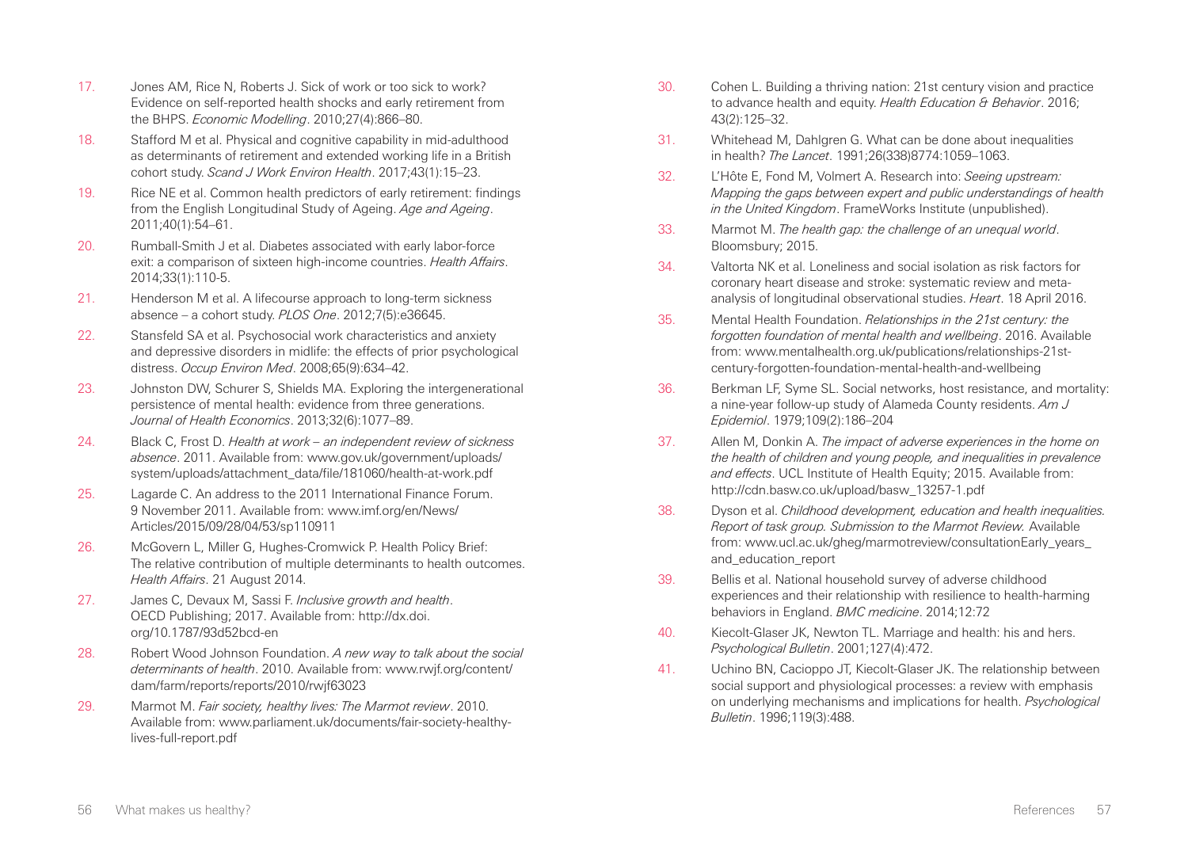17. Jones AM, Rice N, Roberts J. Sick of work or too sick to work? Evidence on self-reported health shocks and early retirement from the BHPS. *Economic Modelling*. 2010;27(4):866–80.
18. Stafford M et al. Physical and cognitive capability in mid-adulthood as determinants of retirement and extended working life in a British cohort study. *Scand J Work Environ Health*. 2017;43(1):15–23.
19. Rice NE et al. Common health predictors of early retirement: findings from the English Longitudinal Study of Ageing. *Age and Ageing*. 2011;40(1):54–61.
20. Rumball-Smith J et al. Diabetes associated with early labor-force exit: a comparison of sixteen high-income countries. *Health Affairs*. 2014;33(1):110-5.
21. Henderson M et al. A lifecourse approach to long-term sickness absence – a cohort study. *PLOS One*. 2012;7(5):e36645.
22. Stansfeld SA et al. Psychosocial work characteristics and anxiety and depressive disorders in midlife: the effects of prior psychological distress. *Occup Environ Med*. 2008;65(9):634–42.
23. Johnston DW, Schurer S, Shields MA. Exploring the intergenerational persistence of mental health: evidence from three generations. *Journal of Health Economics*. 2013;32(6):1077–89.
24. Black C, Frost D. *Health at work – an independent review of sickness absence*. 2011. Available from: www.gov.uk/government/uploads/system/uploads/attachment_data/file/181060/health-at-work.pdf
25. Lagarde C. An address to the 2011 International Finance Forum. 9 November 2011. Available from: www.imf.org/en/News/Articles/2015/09/28/04/53/sp110911
26. McGovern L, Miller G, Hughes-Cromwick P. Health Policy Brief: The relative contribution of multiple determinants to health outcomes. *Health Affairs*. 21 August 2014.
27. James C, Devaux M, Sassi F. *Inclusive growth and health*. OECD Publishing; 2017. Available from: http://dx.doi.org/10.1787/93d52bcd-en
28. Robert Wood Johnson Foundation. *A new way to talk about the social determinants of health*. 2010. Available from: www.rwjf.org/content/dam/farm/reports/reports/2010/rwjf63023
29. Marmot M. *Fair society, healthy lives: The Marmot review*. 2010. Available from: www.parliament.uk/documents/fair-society-healthy-lives-full-report.pdf
30. Cohen L. Building a thriving nation: 21st century vision and practice to advance health and equity. *Health Education & Behavior*. 2016; 43(2):125–32.
31. Whitehead M, Dahlgren G. What can be done about inequalities in health? *The Lancet*. 1991;26(338)8774:1059–1063.
32. L'Hôte E, Fond M, Volmert A. Research into: *Seeing upstream: Mapping the gaps between expert and public understandings of health in the United Kingdom*. FrameWorks Institute (unpublished).
33. Marmot M. *The health gap: the challenge of an unequal world*. Bloomsbury; 2015.
34. Valtorta NK et al. Loneliness and social isolation as risk factors for coronary heart disease and stroke: systematic review and meta-analysis of longitudinal observational studies. *Heart*. 18 April 2016.
35. Mental Health Foundation. *Relationships in the 21st century: the forgotten foundation of mental health and wellbeing*. 2016. Available from: www.mentalhealth.org.uk/publications/relationships-21st-century-forgotten-foundation-mental-health-and-wellbeing
36. Berkman LF, Syme SL. Social networks, host resistance, and mortality: a nine-year follow-up study of Alameda County residents. *Am J Epidemiol*. 1979;109(2):186–204
37. Allen M, Donkin A. *The impact of adverse experiences in the home on the health of children and young people, and inequalities in prevalence and effects*. UCL Institute of Health Equity; 2015. Available from: http://cdn.basw.co.uk/upload/basw_13257-1.pdf
38. Dyson et al. *Childhood development, education and health inequalities. Report of task group. Submission to the Marmot Review.* Available from: www.ucl.ac.uk/gheg/marmotreview/consultationEarly_years_and_education_report
39. Bellis et al. National household survey of adverse childhood experiences and their relationship with resilience to health-harming behaviors in England. *BMC medicine*. 2014;12:72
40. Kiecolt-Glaser JK, Newton TL. Marriage and health: his and hers. *Psychological Bulletin*. 2001;127(4):472.
41. Uchino BN, Cacioppo JT, Kiecolt-Glaser JK. The relationship between social support and physiological processes: a review with emphasis on underlying mechanisms and implications for health. *Psychological Bulletin*. 1996;119(3):488.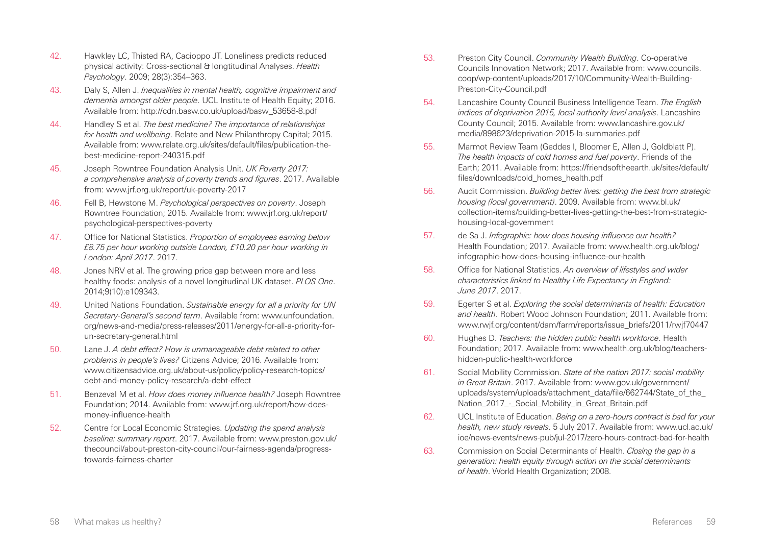42. Hawkley LC, Thisted RA, Cacioppo JT. Loneliness predicts reduced physical activity: Cross-sectional & longtitudinal Analyses. *Health Psychology*. 2009; 28(3):354–363.

43. Daly S, Allen J. *Inequalities in mental health, cognitive impairment and dementia amongst older people*. UCL Institute of Health Equity; 2016. Available from: http://cdn.basw.co.uk/upload/basw_53658-8.pdf

44. Handley S et al. *The best medicine? The importance of relationships for health and wellbeing*. Relate and New Philanthropy Capital; 2015. Available from: www.relate.org.uk/sites/default/files/publication-the-best-medicine-report-240315.pdf

45. Joseph Rowntree Foundation Analysis Unit. *UK Poverty 2017: a comprehensive analysis of poverty trends and figures*. 2017. Available from: www.jrf.org.uk/report/uk-poverty-2017

46. Fell B, Hewstone M. *Psychological perspectives on poverty*. Joseph Rowntree Foundation; 2015. Available from: www.jrf.org.uk/report/psychological-perspectives-poverty

47. Office for National Statistics. *Proportion of employees earning below £8.75 per hour working outside London, £10.20 per hour working in London: April 2017*. 2017.

48. Jones NRV et al. The growing price gap between more and less healthy foods: analysis of a novel longitudinal UK dataset. *PLOS One*. 2014;9(10):e109343.

49. United Nations Foundation. *Sustainable energy for all a priority for UN Secretary-General's second term*. Available from: www.unfoundation.org/news-and-media/press-releases/2011/energy-for-all-a-priority-for-un-secretary-general.html

50. Lane J. *A debt effect? How is unmanageable debt related to other problems in people's lives?* Citizens Advice; 2016. Available from: www.citizensadvice.org.uk/about-us/policy/policy-research-topics/debt-and-money-policy-research/a-debt-effect

51. Benzeval M et al. *How does money influence health?* Joseph Rowntree Foundation; 2014. Available from: www.jrf.org.uk/report/how-does-money-influence-health

52. Centre for Local Economic Strategies. *Updating the spend analysis baseline: summary report*. 2017. Available from: www.preston.gov.uk/thecouncil/about-preston-city-council/our-fairness-agenda/progress-towards-fairness-charter

53. Preston City Council. *Community Wealth Building*. Co-operative Councils Innovation Network; 2017. Available from: www.councils.coop/wp-content/uploads/2017/10/Community-Wealth-Building-Preston-City-Council.pdf

54. Lancashire County Council Business Intelligence Team. *The English indices of deprivation 2015, local authority level analysis*. Lancashire County Council; 2015. Available from: www.lancashire.gov.uk/media/898623/deprivation-2015-la-summaries.pdf

55. Marmot Review Team (Geddes I, Bloomer E, Allen J, Goldblatt P). *The health impacts of cold homes and fuel poverty*. Friends of the Earth; 2011. Available from: https://friendsoftheearth.uk/sites/default/files/downloads/cold_homes_health.pdf

56. Audit Commission. *Building better lives: getting the best from strategic housing (local government)*. 2009. Available from: www.bl.uk/collection-items/building-better-lives-getting-the-best-from-strategic-housing-local-government

57. de Sa J. *Infographic: how does housing influence our health?* Health Foundation; 2017. Available from: www.health.org.uk/blog/infographic-how-does-housing-influence-our-health

58. Office for National Statistics. *An overview of lifestyles and wider characteristics linked to Healthy Life Expectancy in England: June 2017*. 2017.

59. Egerter S et al. *Exploring the social determinants of health: Education and health*. Robert Wood Johnson Foundation; 2011. Available from: www.rwjf.org/content/dam/farm/reports/issue_briefs/2011/rwjf70447

60. Hughes D. *Teachers: the hidden public health workforce*. Health Foundation; 2017. Available from: www.health.org.uk/blog/teachers-hidden-public-health-workforce

61. Social Mobility Commission. *State of the nation 2017: social mobility in Great Britain*. 2017. Available from: www.gov.uk/government/uploads/system/uploads/attachment_data/file/662744/State_of_the_Nation_2017_-_Social_Mobility_in_Great_Britain.pdf

62. UCL Institute of Education. *Being on a zero-hours contract is bad for your health, new study reveals*. 5 July 2017. Available from: www.ucl.ac.uk/ioe/news-events/news-pub/jul-2017/zero-hours-contract-bad-for-health

63. Commission on Social Determinants of Health. *Closing the gap in a generation: health equity through action on the social determinants of health*. World Health Organization; 2008.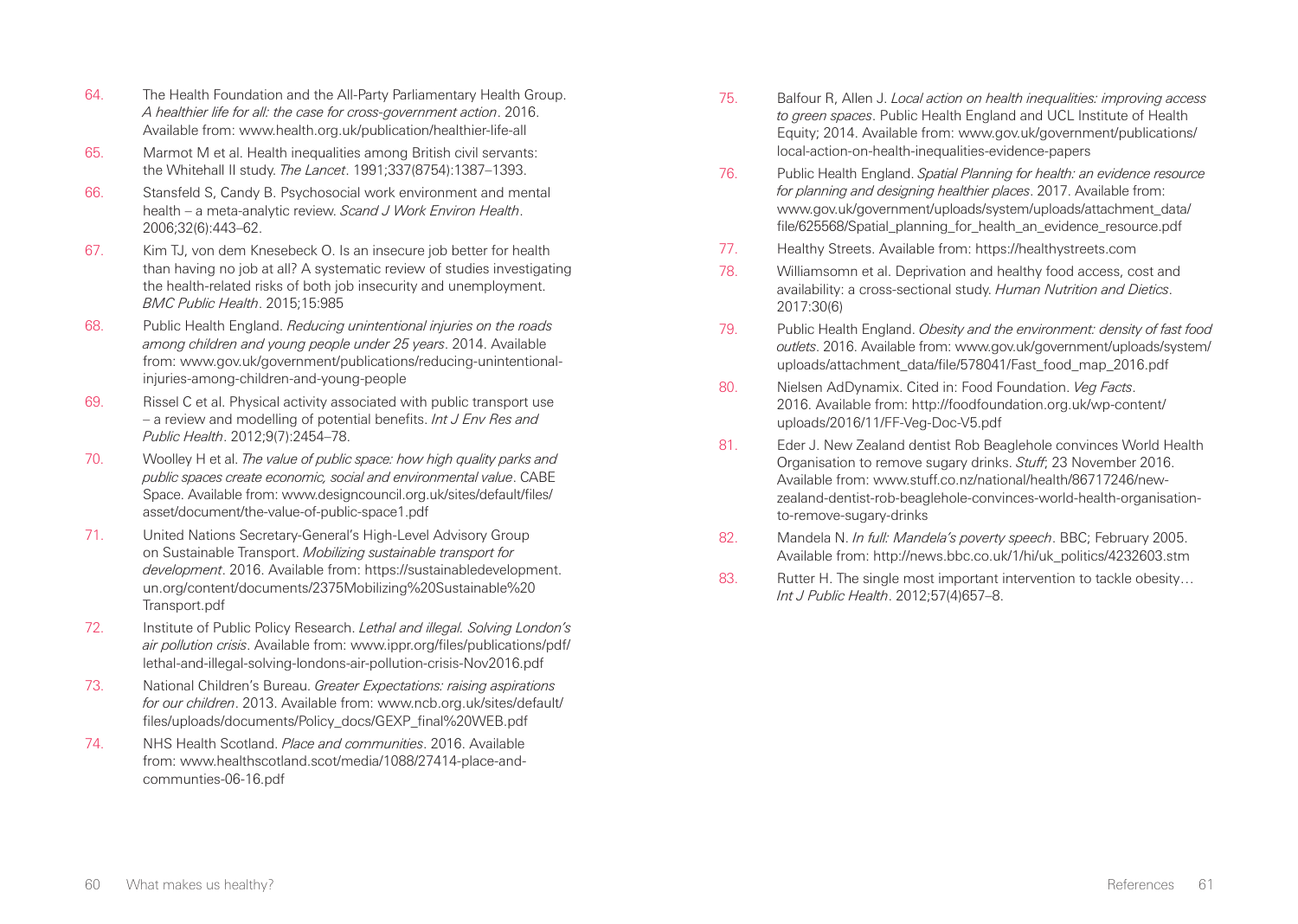64. The Health Foundation and the All-Party Parliamentary Health Group. *A healthier life for all: the case for cross-government action*. 2016. Available from: www.health.org.uk/publication/healthier-life-all

65. Marmot M et al. Health inequalities among British civil servants: the Whitehall II study. *The Lancet*. 1991;337(8754):1387–1393.

66. Stansfeld S, Candy B. Psychosocial work environment and mental health – a meta-analytic review. *Scand J Work Environ Health*. 2006;32(6):443–62.

67. Kim TJ, von dem Knesebeck O. Is an insecure job better for health than having no job at all? A systematic review of studies investigating the health-related risks of both job insecurity and unemployment. *BMC Public Health*. 2015;15:985

68. Public Health England. *Reducing unintentional injuries on the roads among children and young people under 25 years*. 2014. Available from: www.gov.uk/government/publications/reducing-unintentional-injuries-among-children-and-young-people

69. Rissel C et al. Physical activity associated with public transport use – a review and modelling of potential benefits. *Int J Env Res and Public Health*. 2012;9(7):2454–78.

70. Woolley H et al. *The value of public space: how high quality parks and public spaces create economic, social and environmental value*. CABE Space. Available from: www.designcouncil.org.uk/sites/default/files/asset/document/the-value-of-public-space1.pdf

71. United Nations Secretary-General's High-Level Advisory Group on Sustainable Transport. *Mobilizing sustainable transport for development*. 2016. Available from: https://sustainabledevelopment.un.org/content/documents/2375Mobilizing%20Sustainable%20Transport.pdf

72. Institute of Public Policy Research. *Lethal and illegal. Solving London's air pollution crisis*. Available from: www.ippr.org/files/publications/pdf/lethal-and-illegal-solving-londons-air-pollution-crisis-Nov2016.pdf

73. National Children's Bureau. *Greater Expectations: raising aspirations for our children*. 2013. Available from: www.ncb.org.uk/sites/default/files/uploads/documents/Policy_docs/GEXP_final%20WEB.pdf

74. NHS Health Scotland. *Place and communities*. 2016. Available from: www.healthscotland.scot/media/1088/27414-place-and-communties-06-16.pdf

75. Balfour R, Allen J. *Local action on health inequalities: improving access to green spaces*. Public Health England and UCL Institute of Health Equity; 2014. Available from: www.gov.uk/government/publications/local-action-on-health-inequalities-evidence-papers

76. Public Health England. *Spatial Planning for health: an evidence resource for planning and designing healthier places*. 2017. Available from: www.gov.uk/government/uploads/system/uploads/attachment_data/file/625568/Spatial_planning_for_health_an_evidence_resource.pdf

77. Healthy Streets. Available from: https://healthystreets.com

78. Williamsomn et al. Deprivation and healthy food access, cost and availability: a cross-sectional study. *Human Nutrition and Dietics*. 2017:30(6)

79. Public Health England. *Obesity and the environment: density of fast food outlets*. 2016. Available from: www.gov.uk/government/uploads/system/uploads/attachment_data/file/578041/Fast_food_map_2016.pdf

80. Nielsen AdDynamix. Cited in: Food Foundation. *Veg Facts*. 2016. Available from: http://foodfoundation.org.uk/wp-content/uploads/2016/11/FF-Veg-Doc-V5.pdf

81. Eder J. New Zealand dentist Rob Beaglehole convinces World Health Organisation to remove sugary drinks. *Stuff*; 23 November 2016. Available from: www.stuff.co.nz/national/health/86717246/new-zealand-dentist-rob-beaglehole-convinces-world-health-organisation-to-remove-sugary-drinks

82. Mandela N. *In full: Mandela's poverty speech*. BBC; February 2005. Available from: http://news.bbc.co.uk/1/hi/uk_politics/4232603.stm

83. Rutter H. The single most important intervention to tackle obesity… *Int J Public Health*. 2012;57(4)657–8.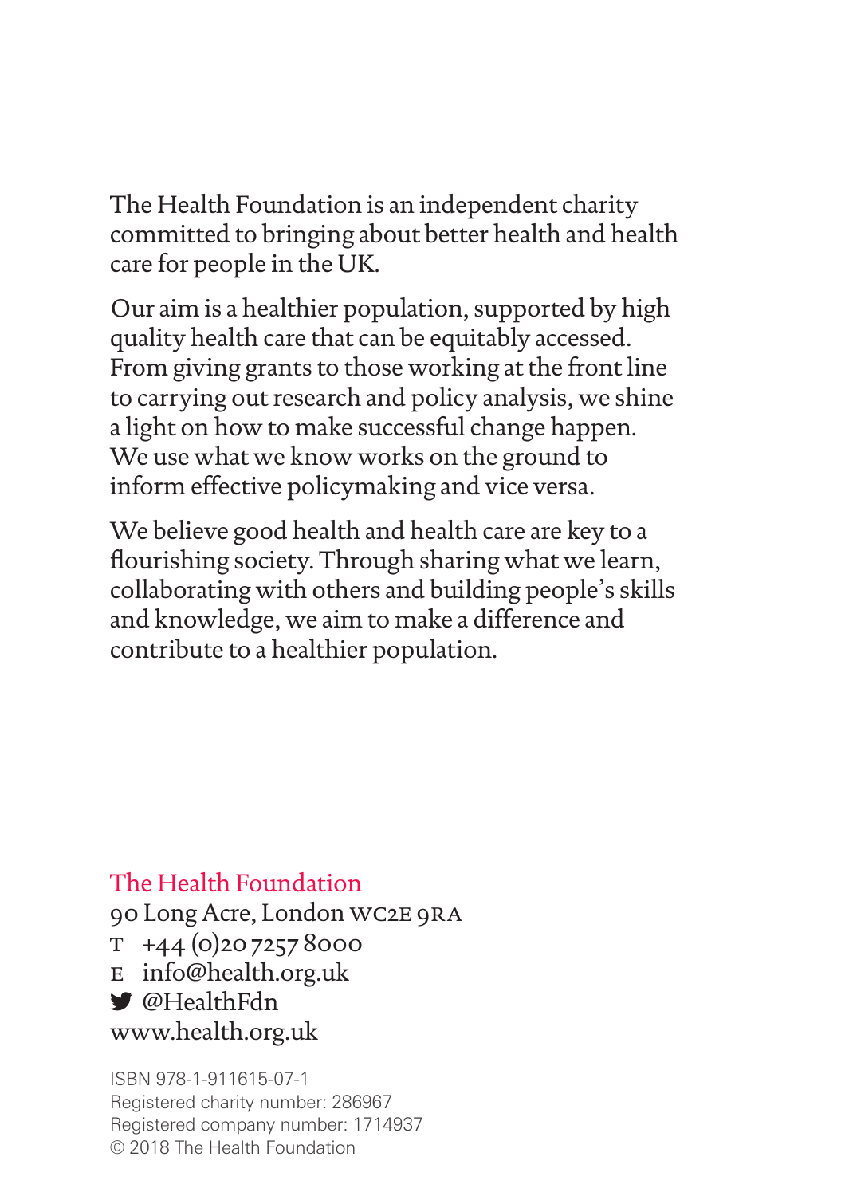The Health Foundation is an independent charity committed to bringing about better health and health care for people in the UK.

Our aim is a healthier population, supported by high quality health care that can be equitably accessed. From giving grants to those working at the front line to carrying out research and policy analysis, we shine a light on how to make successful change happen. We use what we know works on the ground to inform effective policymaking and vice versa.

We believe good health and health care are key to a flourishing society. Through sharing what we learn, collaborating with others and building people's skills and knowledge, we aim to make a difference and contribute to a healthier population.

**The Health Foundation**
90 Long Acre, London WC2E 9RA
T +44 (0)20 7257 8000
E info@health.org.uk
@HealthFdn
www.health.org.uk

ISBN 978-1-911615-07-1
Registered charity number: 286967
Registered company number: 1714937
© 2018 The Health Foundation